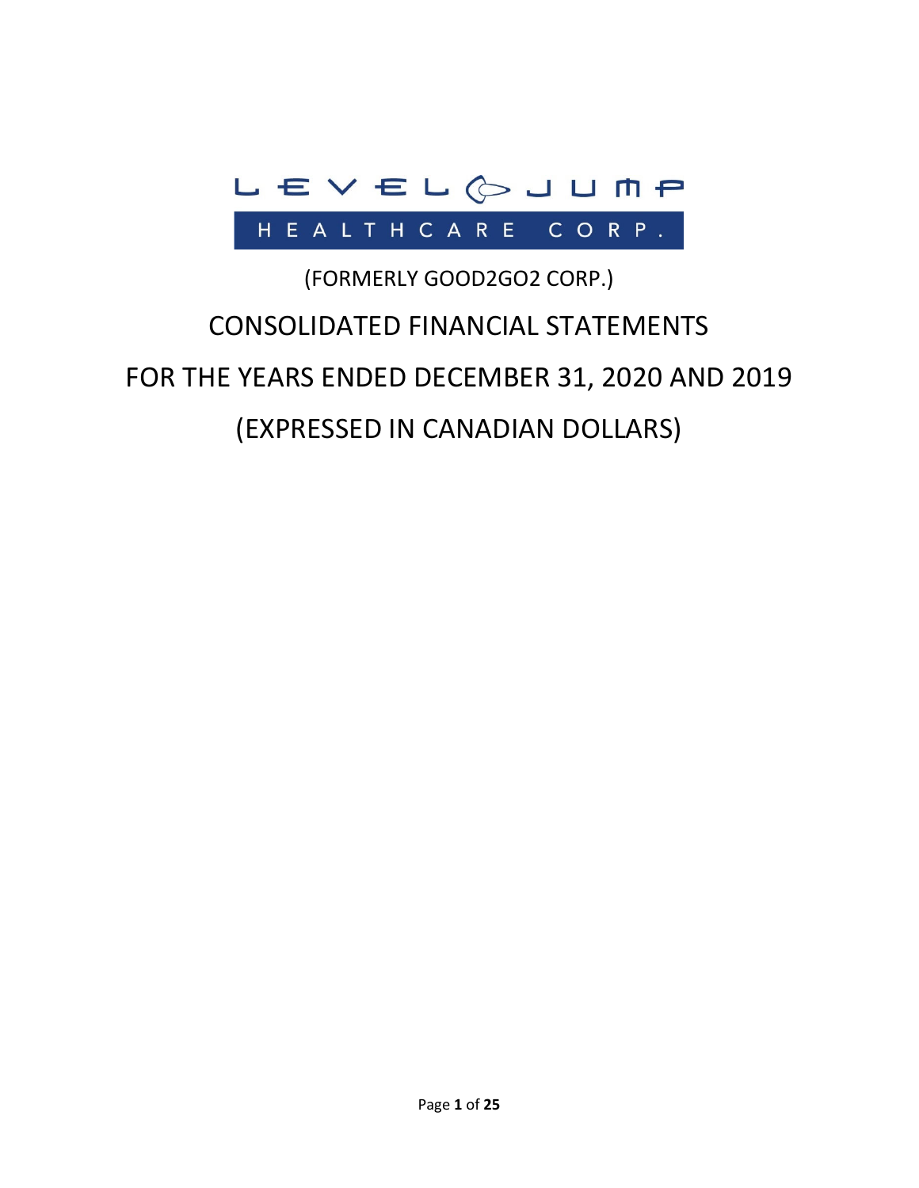# LEVEL JUMP HEALTHCARE CORP.

(FORMERLY GOOD2GO2 CORP.)

# CONSOLIDATED FINANCIAL STATEMENTS

# FOR THE YEARS ENDED DECEMBER 31, 2020 AND 2019

# (EXPRESSED IN CANADIAN DOLLARS)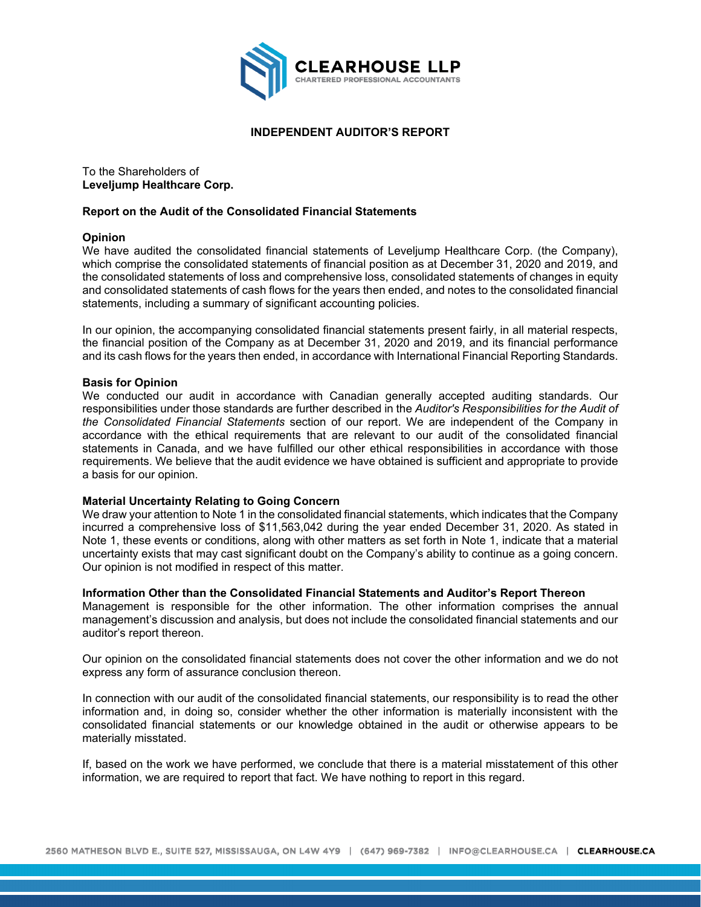# INDEPENDENT AUDITOR'S REPORT

To the Shareholders of
**Leveljump Healthcare Corp.**

## Report on the Audit of the Consolidated Financial Statements

### Opinion

We have audited the consolidated financial statements of Leveljump Healthcare Corp. (the Company), which comprise the consolidated statements of financial position as at December 31, 2020 and 2019, and the consolidated statements of loss and comprehensive loss, consolidated statements of changes in equity and consolidated statements of cash flows for the years then ended, and notes to the consolidated financial statements, including a summary of significant accounting policies.

In our opinion, the accompanying consolidated financial statements present fairly, in all material respects, the financial position of the Company as at December 31, 2020 and 2019, and its financial performance and its cash flows for the years then ended, in accordance with International Financial Reporting Standards.

### Basis for Opinion

We conducted our audit in accordance with Canadian generally accepted auditing standards. Our responsibilities under those standards are further described in the *Auditor's Responsibilities for the Audit of the Consolidated Financial Statements* section of our report. We are independent of the Company in accordance with the ethical requirements that are relevant to our audit of the consolidated financial statements in Canada, and we have fulfilled our other ethical responsibilities in accordance with those requirements. We believe that the audit evidence we have obtained is sufficient and appropriate to provide a basis for our opinion.

### Material Uncertainty Relating to Going Concern

We draw your attention to Note 1 in the consolidated financial statements, which indicates that the Company incurred a comprehensive loss of $11,563,042 during the year ended December 31, 2020. As stated in Note 1, these events or conditions, along with other matters as set forth in Note 1, indicate that a material uncertainty exists that may cast significant doubt on the Company's ability to continue as a going concern. Our opinion is not modified in respect of this matter.

### Information Other than the Consolidated Financial Statements and Auditor's Report Thereon

Management is responsible for the other information. The other information comprises the annual management's discussion and analysis, but does not include the consolidated financial statements and our auditor's report thereon.

Our opinion on the consolidated financial statements does not cover the other information and we do not express any form of assurance conclusion thereon.

In connection with our audit of the consolidated financial statements, our responsibility is to read the other information and, in doing so, consider whether the other information is materially inconsistent with the consolidated financial statements or our knowledge obtained in the audit or otherwise appears to be materially misstated.

If, based on the work we have performed, we conclude that there is a material misstatement of this other information, we are required to report that fact. We have nothing to report in this regard.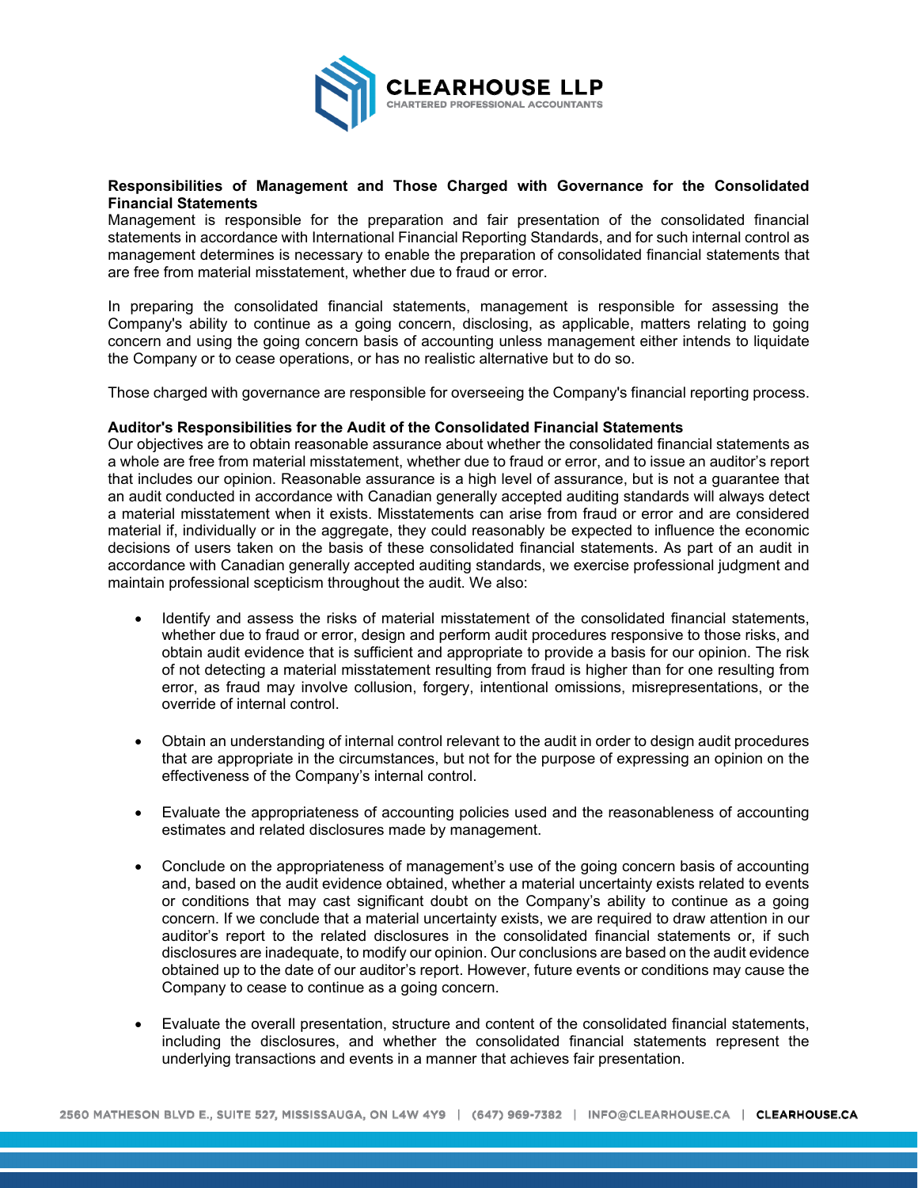**Responsibilities of Management and Those Charged with Governance for the Consolidated Financial Statements**

Management is responsible for the preparation and fair presentation of the consolidated financial statements in accordance with International Financial Reporting Standards, and for such internal control as management determines is necessary to enable the preparation of consolidated financial statements that are free from material misstatement, whether due to fraud or error.

In preparing the consolidated financial statements, management is responsible for assessing the Company's ability to continue as a going concern, disclosing, as applicable, matters relating to going concern and using the going concern basis of accounting unless management either intends to liquidate the Company or to cease operations, or has no realistic alternative but to do so.

Those charged with governance are responsible for overseeing the Company's financial reporting process.

**Auditor's Responsibilities for the Audit of the Consolidated Financial Statements**

Our objectives are to obtain reasonable assurance about whether the consolidated financial statements as a whole are free from material misstatement, whether due to fraud or error, and to issue an auditor's report that includes our opinion. Reasonable assurance is a high level of assurance, but is not a guarantee that an audit conducted in accordance with Canadian generally accepted auditing standards will always detect a material misstatement when it exists. Misstatements can arise from fraud or error and are considered material if, individually or in the aggregate, they could reasonably be expected to influence the economic decisions of users taken on the basis of these consolidated financial statements. As part of an audit in accordance with Canadian generally accepted auditing standards, we exercise professional judgment and maintain professional scepticism throughout the audit. We also:

- Identify and assess the risks of material misstatement of the consolidated financial statements, whether due to fraud or error, design and perform audit procedures responsive to those risks, and obtain audit evidence that is sufficient and appropriate to provide a basis for our opinion. The risk of not detecting a material misstatement resulting from fraud is higher than for one resulting from error, as fraud may involve collusion, forgery, intentional omissions, misrepresentations, or the override of internal control.

- Obtain an understanding of internal control relevant to the audit in order to design audit procedures that are appropriate in the circumstances, but not for the purpose of expressing an opinion on the effectiveness of the Company's internal control.

- Evaluate the appropriateness of accounting policies used and the reasonableness of accounting estimates and related disclosures made by management.

- Conclude on the appropriateness of management's use of the going concern basis of accounting and, based on the audit evidence obtained, whether a material uncertainty exists related to events or conditions that may cast significant doubt on the Company's ability to continue as a going concern. If we conclude that a material uncertainty exists, we are required to draw attention in our auditor's report to the related disclosures in the consolidated financial statements or, if such disclosures are inadequate, to modify our opinion. Our conclusions are based on the audit evidence obtained up to the date of our auditor's report. However, future events or conditions may cause the Company to cease to continue as a going concern.

- Evaluate the overall presentation, structure and content of the consolidated financial statements, including the disclosures, and whether the consolidated financial statements represent the underlying transactions and events in a manner that achieves fair presentation.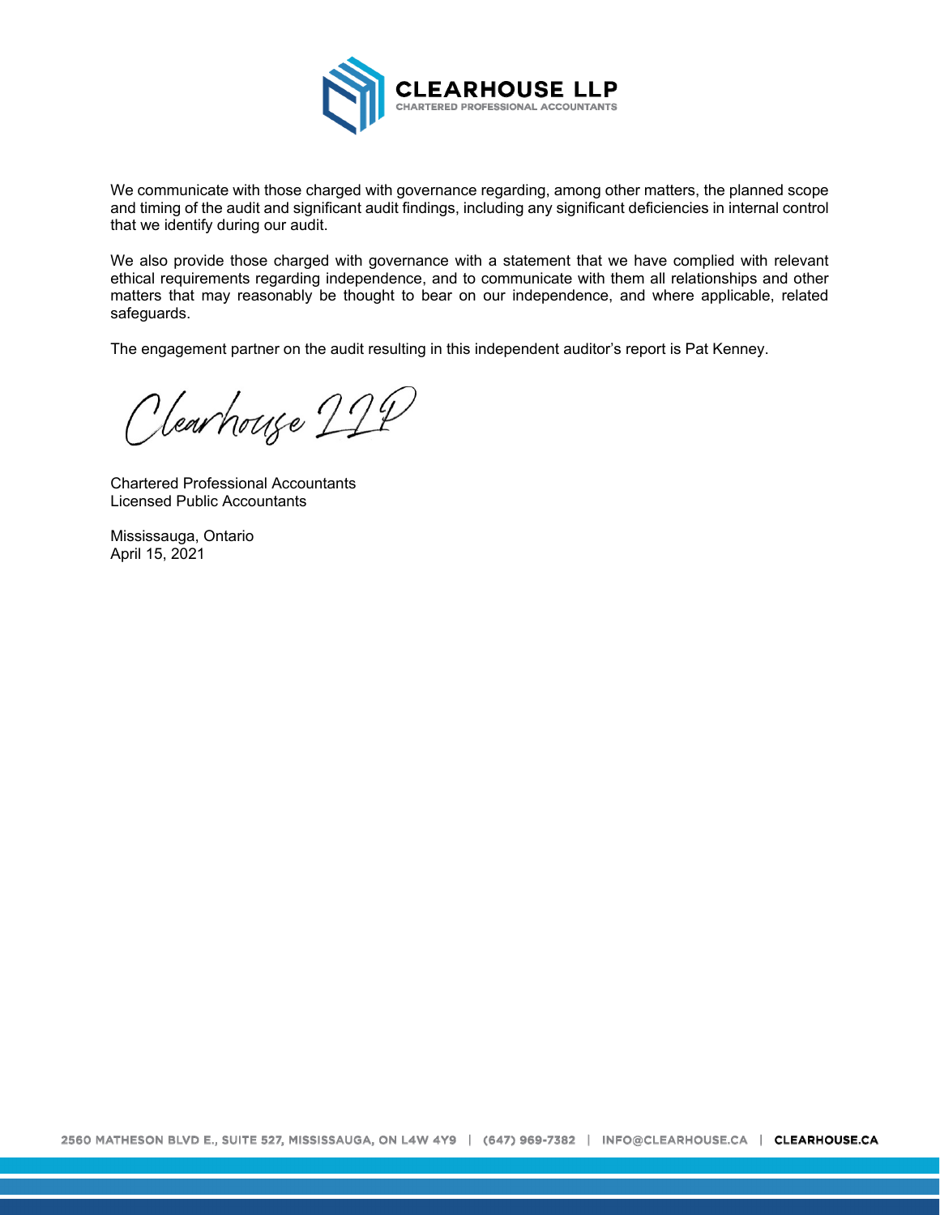We communicate with those charged with governance regarding, among other matters, the planned scope and timing of the audit and significant audit findings, including any significant deficiencies in internal control that we identify during our audit.

We also provide those charged with governance with a statement that we have complied with relevant ethical requirements regarding independence, and to communicate with them all relationships and other matters that may reasonably be thought to bear on our independence, and where applicable, related safeguards.

The engagement partner on the audit resulting in this independent auditor's report is Pat Kenney.

Clearhouse LLP

Chartered Professional Accountants
Licensed Public Accountants

Mississauga, Ontario
April 15, 2021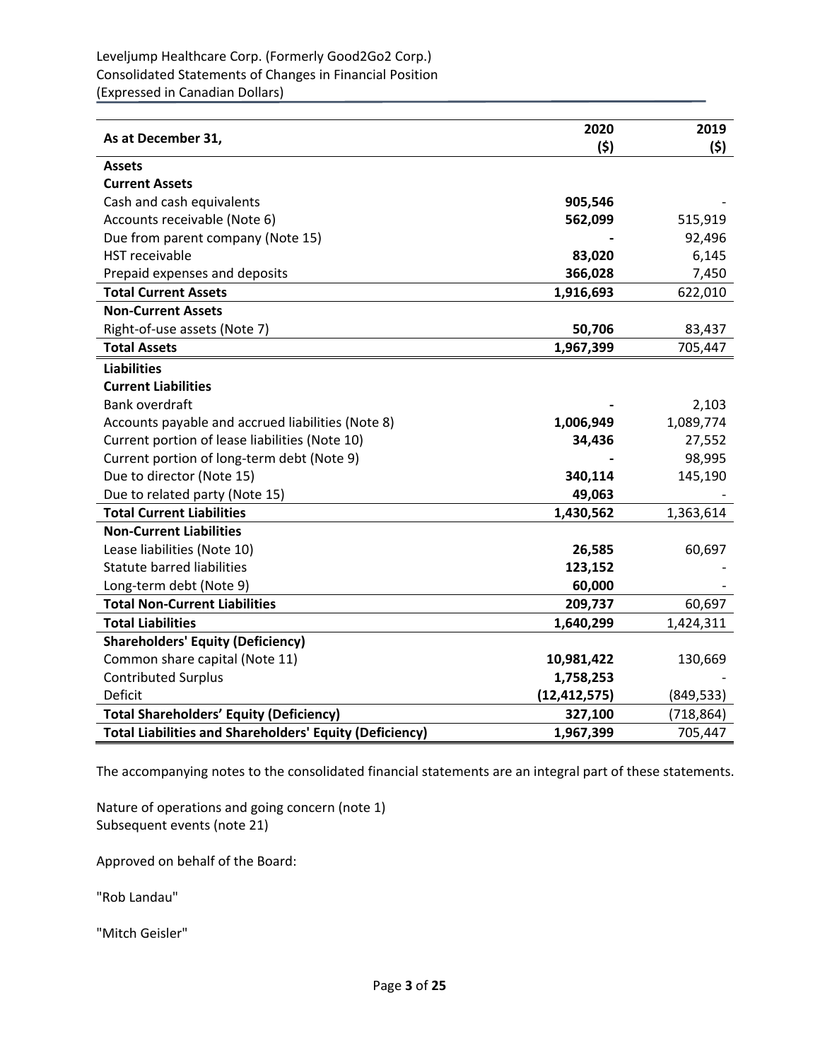Leveljump Healthcare Corp. (Formerly Good2Go2 Corp.)
Consolidated Statements of Changes in Financial Position
(Expressed in Canadian Dollars)

| As at December 31, | 2020 ($) | 2019 ($) |
|---|---|---|
| **Assets** | | |
| **Current Assets** | | |
| Cash and cash equivalents | **905,546** | - |
| Accounts receivable (Note 6) | **562,099** | 515,919 |
| Due from parent company (Note 15) | **-** | 92,496 |
| HST receivable | **83,020** | 6,145 |
| Prepaid expenses and deposits | **366,028** | 7,450 |
| **Total Current Assets** | **1,916,693** | 622,010 |
| **Non-Current Assets** | | |
| Right-of-use assets (Note 7) | **50,706** | 83,437 |
| **Total Assets** | **1,967,399** | 705,447 |
| **Liabilities** | | |
| **Current Liabilities** | | |
| Bank overdraft | **-** | 2,103 |
| Accounts payable and accrued liabilities (Note 8) | **1,006,949** | 1,089,774 |
| Current portion of lease liabilities (Note 10) | **34,436** | 27,552 |
| Current portion of long-term debt (Note 9) | **-** | 98,995 |
| Due to director (Note 15) | **340,114** | 145,190 |
| Due to related party (Note 15) | **49,063** | - |
| **Total Current Liabilities** | **1,430,562** | 1,363,614 |
| **Non-Current Liabilities** | | |
| Lease liabilities (Note 10) | **26,585** | 60,697 |
| Statute barred liabilities | **123,152** | - |
| Long-term debt (Note 9) | **60,000** | - |
| **Total Non-Current Liabilities** | **209,737** | 60,697 |
| **Total Liabilities** | **1,640,299** | 1,424,311 |
| **Shareholders' Equity (Deficiency)** | | |
| Common share capital (Note 11) | **10,981,422** | 130,669 |
| Contributed Surplus | **1,758,253** | - |
| Deficit | **(12,412,575)** | (849,533) |
| **Total Shareholders' Equity (Deficiency)** | **327,100** | (718,864) |
| **Total Liabilities and Shareholders' Equity (Deficiency)** | **1,967,399** | 705,447 |

The accompanying notes to the consolidated financial statements are an integral part of these statements.

Nature of operations and going concern (note 1)
Subsequent events (note 21)

Approved on behalf of the Board:

"Rob Landau"

"Mitch Geisler"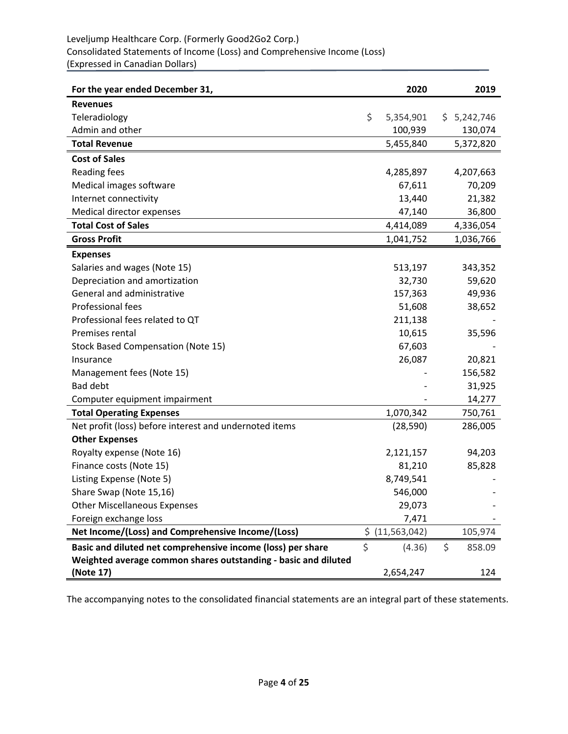Leveljump Healthcare Corp. (Formerly Good2Go2 Corp.)
Consolidated Statements of Income (Loss) and Comprehensive Income (Loss)
(Expressed in Canadian Dollars)

| For the year ended December 31, | 2020 | 2019 |
|---|---|---|
| **Revenues** | | |
| Teleradiology | $ 5,354,901 | $ 5,242,746 |
| Admin and other | 100,939 | 130,074 |
| **Total Revenue** | 5,455,840 | 5,372,820 |
| **Cost of Sales** | | |
| Reading fees | 4,285,897 | 4,207,663 |
| Medical images software | 67,611 | 70,209 |
| Internet connectivity | 13,440 | 21,382 |
| Medical director expenses | 47,140 | 36,800 |
| **Total Cost of Sales** | 4,414,089 | 4,336,054 |
| **Gross Profit** | 1,041,752 | 1,036,766 |
| **Expenses** | | |
| Salaries and wages (Note 15) | 513,197 | 343,352 |
| Depreciation and amortization | 32,730 | 59,620 |
| General and administrative | 157,363 | 49,936 |
| Professional fees | 51,608 | 38,652 |
| Professional fees related to QT | 211,138 | - |
| Premises rental | 10,615 | 35,596 |
| Stock Based Compensation (Note 15) | 67,603 | - |
| Insurance | 26,087 | 20,821 |
| Management fees (Note 15) | - | 156,582 |
| Bad debt | - | 31,925 |
| Computer equipment impairment | - | 14,277 |
| **Total Operating Expenses** | 1,070,342 | 750,761 |
| Net profit (loss) before interest and undernoted items | (28,590) | 286,005 |
| **Other Expenses** | | |
| Royalty expense (Note 16) | 2,121,157 | 94,203 |
| Finance costs (Note 15) | 81,210 | 85,828 |
| Listing Expense (Note 5) | 8,749,541 | - |
| Share Swap (Note 15,16) | 546,000 | - |
| Other Miscellaneous Expenses | 29,073 | - |
| Foreign exchange loss | 7,471 | - |
| **Net Income/(Loss) and Comprehensive Income/(Loss)** | $ (11,563,042) | 105,974 |
| **Basic and diluted net comprehensive income (loss) per share** | $ (4.36) | $ 858.09 |
| **Weighted average common shares outstanding - basic and diluted (Note 17)** | 2,654,247 | 124 |

The accompanying notes to the consolidated financial statements are an integral part of these statements.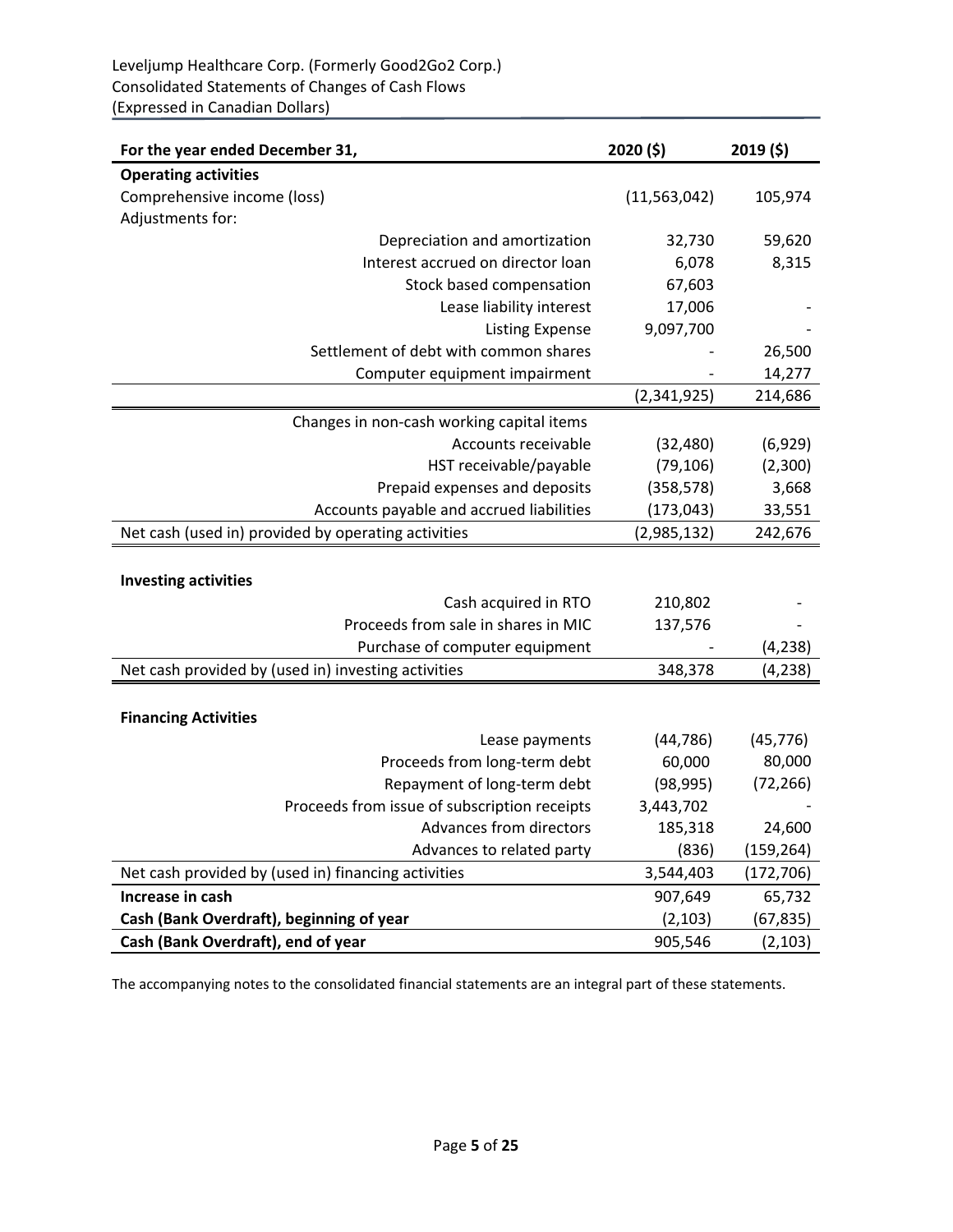Leveljump Healthcare Corp. (Formerly Good2Go2 Corp.)
Consolidated Statements of Changes of Cash Flows
(Expressed in Canadian Dollars)

| For the year ended December 31, | 2020 ($) | 2019 ($) |
|---|---|---|
| **Operating activities** | | |
| Comprehensive income (loss) | (11,563,042) | 105,974 |
| Adjustments for: | | |
| Depreciation and amortization | 32,730 | 59,620 |
| Interest accrued on director loan | 6,078 | 8,315 |
| Stock based compensation | 67,603 | |
| Lease liability interest | 17,006 | - |
| Listing Expense | 9,097,700 | - |
| Settlement of debt with common shares | - | 26,500 |
| Computer equipment impairment | - | 14,277 |
| | (2,341,925) | 214,686 |
| Changes in non-cash working capital items | | |
| Accounts receivable | (32,480) | (6,929) |
| HST receivable/payable | (79,106) | (2,300) |
| Prepaid expenses and deposits | (358,578) | 3,668 |
| Accounts payable and accrued liabilities | (173,043) | 33,551 |
| Net cash (used in) provided by operating activities | (2,985,132) | 242,676 |
| **Investing activities** | | |
| Cash acquired in RTO | 210,802 | - |
| Proceeds from sale in shares in MIC | 137,576 | - |
| Purchase of computer equipment | - | (4,238) |
| Net cash provided by (used in) investing activities | 348,378 | (4,238) |
| **Financing Activities** | | |
| Lease payments | (44,786) | (45,776) |
| Proceeds from long-term debt | 60,000 | 80,000 |
| Repayment of long-term debt | (98,995) | (72,266) |
| Proceeds from issue of subscription receipts | 3,443,702 | - |
| Advances from directors | 185,318 | 24,600 |
| Advances to related party | (836) | (159,264) |
| Net cash provided by (used in) financing activities | 3,544,403 | (172,706) |
| **Increase in cash** | 907,649 | 65,732 |
| **Cash (Bank Overdraft), beginning of year** | (2,103) | (67,835) |
| **Cash (Bank Overdraft), end of year** | 905,546 | (2,103) |

The accompanying notes to the consolidated financial statements are an integral part of these statements.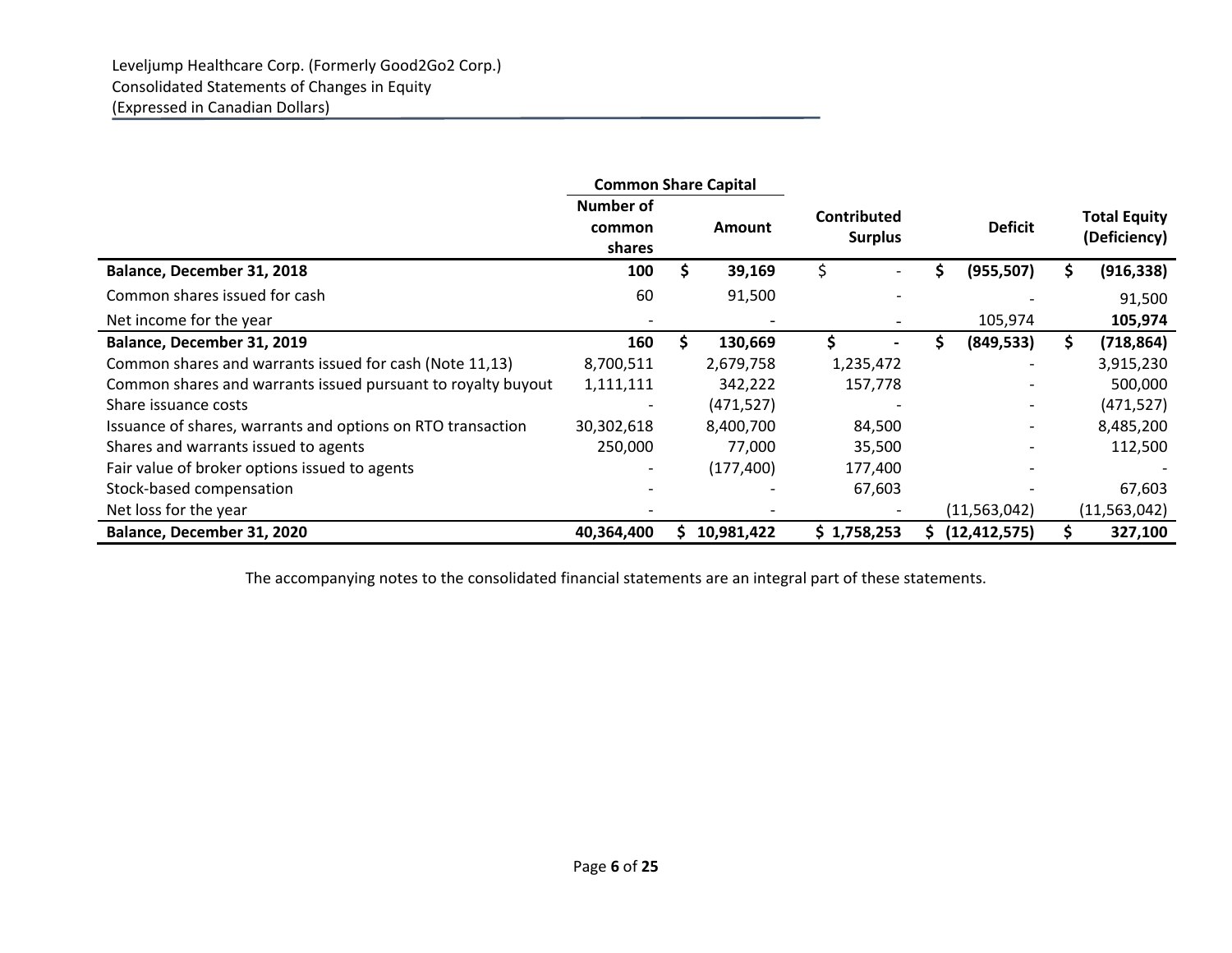Leveljump Healthcare Corp. (Formerly Good2Go2 Corp.)
Consolidated Statements of Changes in Equity
(Expressed in Canadian Dollars)

| | Common Share Capital | | | | |
|---|---|---|---|---|---|
| | Number of common shares | Amount | Contributed Surplus | Deficit | Total Equity (Deficiency) |
| **Balance, December 31, 2018** | **100** | **$ 39,169** | $ - | **$ (955,507)** | **$ (916,338)** |
| Common shares issued for cash | 60 | 91,500 | - | - | 91,500 |
| Net income for the year | - | - | - | 105,974 | **105,974** |
| **Balance, December 31, 2019** | **160** | **$ 130,669** | **$ -** | **$ (849,533)** | **$ (718,864)** |
| Common shares and warrants issued for cash (Note 11,13) | 8,700,511 | 2,679,758 | 1,235,472 | - | 3,915,230 |
| Common shares and warrants issued pursuant to royalty buyout | 1,111,111 | 342,222 | 157,778 | - | 500,000 |
| Share issuance costs | - | (471,527) | - | - | (471,527) |
| Issuance of shares, warrants and options on RTO transaction | 30,302,618 | 8,400,700 | 84,500 | - | 8,485,200 |
| Shares and warrants issued to agents | 250,000 | 77,000 | 35,500 | - | 112,500 |
| Fair value of broker options issued to agents | - | (177,400) | 177,400 | - | - |
| Stock-based compensation | - | - | 67,603 | - | 67,603 |
| Net loss for the year | - | - | - | (11,563,042) | (11,563,042) |
| **Balance, December 31, 2020** | **40,364,400** | **$ 10,981,422** | **$ 1,758,253** | **$ (12,412,575)** | **$ 327,100** |

The accompanying notes to the consolidated financial statements are an integral part of these statements.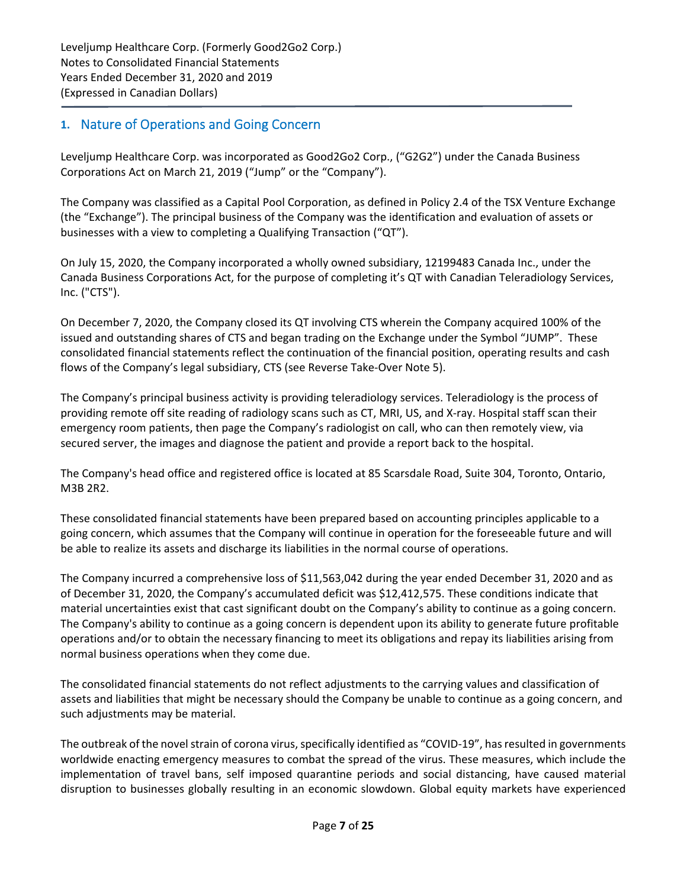## 1. Nature of Operations and Going Concern

Leveljump Healthcare Corp. was incorporated as Good2Go2 Corp., ("G2G2") under the Canada Business Corporations Act on March 21, 2019 ("Jump" or the "Company").

The Company was classified as a Capital Pool Corporation, as defined in Policy 2.4 of the TSX Venture Exchange (the "Exchange"). The principal business of the Company was the identification and evaluation of assets or businesses with a view to completing a Qualifying Transaction ("QT").

On July 15, 2020, the Company incorporated a wholly owned subsidiary, 12199483 Canada Inc., under the Canada Business Corporations Act, for the purpose of completing it's QT with Canadian Teleradiology Services, Inc. ("CTS").

On December 7, 2020, the Company closed its QT involving CTS wherein the Company acquired 100% of the issued and outstanding shares of CTS and began trading on the Exchange under the Symbol "JUMP". These consolidated financial statements reflect the continuation of the financial position, operating results and cash flows of the Company's legal subsidiary, CTS (see Reverse Take-Over Note 5).

The Company's principal business activity is providing teleradiology services. Teleradiology is the process of providing remote off site reading of radiology scans such as CT, MRI, US, and X-ray. Hospital staff scan their emergency room patients, then page the Company's radiologist on call, who can then remotely view, via secured server, the images and diagnose the patient and provide a report back to the hospital.

The Company's head office and registered office is located at 85 Scarsdale Road, Suite 304, Toronto, Ontario, M3B 2R2.

These consolidated financial statements have been prepared based on accounting principles applicable to a going concern, which assumes that the Company will continue in operation for the foreseeable future and will be able to realize its assets and discharge its liabilities in the normal course of operations.

The Company incurred a comprehensive loss of $11,563,042 during the year ended December 31, 2020 and as of December 31, 2020, the Company's accumulated deficit was $12,412,575. These conditions indicate that material uncertainties exist that cast significant doubt on the Company's ability to continue as a going concern. The Company's ability to continue as a going concern is dependent upon its ability to generate future profitable operations and/or to obtain the necessary financing to meet its obligations and repay its liabilities arising from normal business operations when they come due.

The consolidated financial statements do not reflect adjustments to the carrying values and classification of assets and liabilities that might be necessary should the Company be unable to continue as a going concern, and such adjustments may be material.

The outbreak of the novel strain of corona virus, specifically identified as "COVID-19", has resulted in governments worldwide enacting emergency measures to combat the spread of the virus. These measures, which include the implementation of travel bans, self imposed quarantine periods and social distancing, have caused material disruption to businesses globally resulting in an economic slowdown. Global equity markets have experienced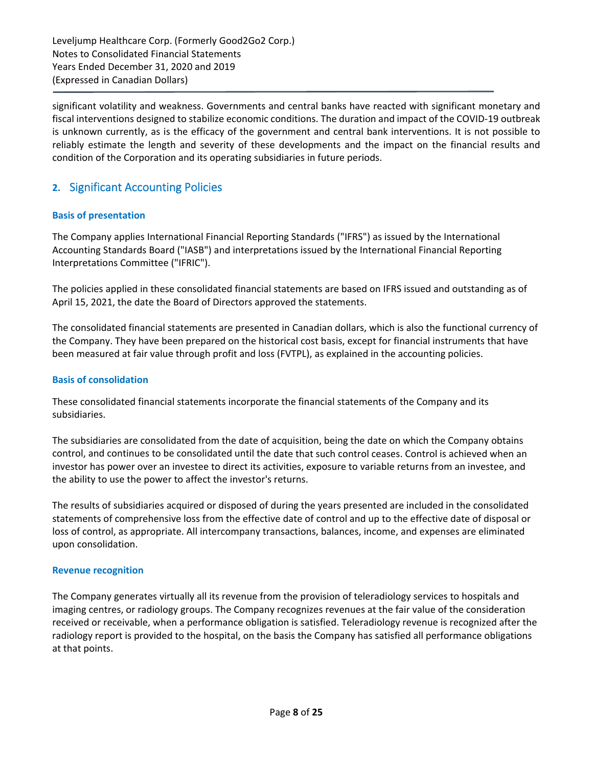significant volatility and weakness. Governments and central banks have reacted with significant monetary and fiscal interventions designed to stabilize economic conditions. The duration and impact of the COVID-19 outbreak is unknown currently, as is the efficacy of the government and central bank interventions. It is not possible to reliably estimate the length and severity of these developments and the impact on the financial results and condition of the Corporation and its operating subsidiaries in future periods.

## 2. Significant Accounting Policies

### Basis of presentation

The Company applies International Financial Reporting Standards ("IFRS") as issued by the International Accounting Standards Board ("IASB") and interpretations issued by the International Financial Reporting Interpretations Committee ("IFRIC").

The policies applied in these consolidated financial statements are based on IFRS issued and outstanding as of April 15, 2021, the date the Board of Directors approved the statements.

The consolidated financial statements are presented in Canadian dollars, which is also the functional currency of the Company. They have been prepared on the historical cost basis, except for financial instruments that have been measured at fair value through profit and loss (FVTPL), as explained in the accounting policies.

### Basis of consolidation

These consolidated financial statements incorporate the financial statements of the Company and its subsidiaries.

The subsidiaries are consolidated from the date of acquisition, being the date on which the Company obtains control, and continues to be consolidated until the date that such control ceases. Control is achieved when an investor has power over an investee to direct its activities, exposure to variable returns from an investee, and the ability to use the power to affect the investor's returns.

The results of subsidiaries acquired or disposed of during the years presented are included in the consolidated statements of comprehensive loss from the effective date of control and up to the effective date of disposal or loss of control, as appropriate. All intercompany transactions, balances, income, and expenses are eliminated upon consolidation.

### Revenue recognition

The Company generates virtually all its revenue from the provision of teleradiology services to hospitals and imaging centres, or radiology groups. The Company recognizes revenues at the fair value of the consideration received or receivable, when a performance obligation is satisfied. Teleradiology revenue is recognized after the radiology report is provided to the hospital, on the basis the Company has satisfied all performance obligations at that points.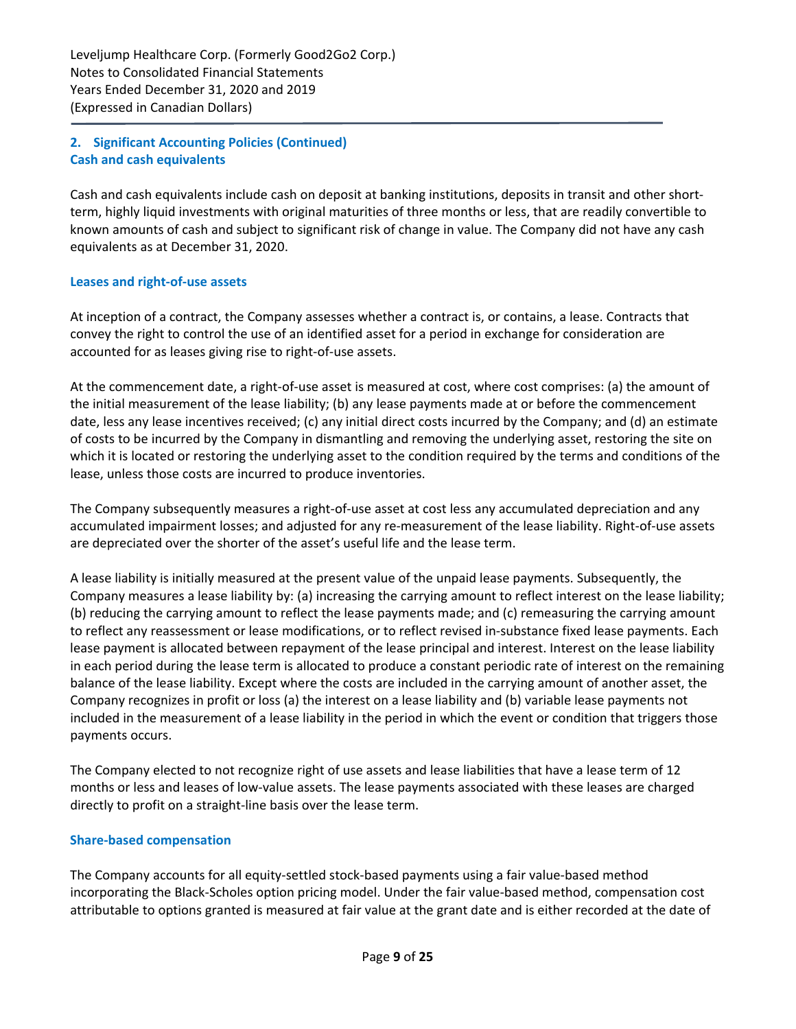## 2. Significant Accounting Policies (Continued)

### Cash and cash equivalents

Cash and cash equivalents include cash on deposit at banking institutions, deposits in transit and other short-term, highly liquid investments with original maturities of three months or less, that are readily convertible to known amounts of cash and subject to significant risk of change in value. The Company did not have any cash equivalents as at December 31, 2020.

### Leases and right-of-use assets

At inception of a contract, the Company assesses whether a contract is, or contains, a lease. Contracts that convey the right to control the use of an identified asset for a period in exchange for consideration are accounted for as leases giving rise to right-of-use assets.

At the commencement date, a right-of-use asset is measured at cost, where cost comprises: (a) the amount of the initial measurement of the lease liability; (b) any lease payments made at or before the commencement date, less any lease incentives received; (c) any initial direct costs incurred by the Company; and (d) an estimate of costs to be incurred by the Company in dismantling and removing the underlying asset, restoring the site on which it is located or restoring the underlying asset to the condition required by the terms and conditions of the lease, unless those costs are incurred to produce inventories.

The Company subsequently measures a right-of-use asset at cost less any accumulated depreciation and any accumulated impairment losses; and adjusted for any re-measurement of the lease liability. Right-of-use assets are depreciated over the shorter of the asset's useful life and the lease term.

A lease liability is initially measured at the present value of the unpaid lease payments. Subsequently, the Company measures a lease liability by: (a) increasing the carrying amount to reflect interest on the lease liability; (b) reducing the carrying amount to reflect the lease payments made; and (c) remeasuring the carrying amount to reflect any reassessment or lease modifications, or to reflect revised in-substance fixed lease payments. Each lease payment is allocated between repayment of the lease principal and interest. Interest on the lease liability in each period during the lease term is allocated to produce a constant periodic rate of interest on the remaining balance of the lease liability. Except where the costs are included in the carrying amount of another asset, the Company recognizes in profit or loss (a) the interest on a lease liability and (b) variable lease payments not included in the measurement of a lease liability in the period in which the event or condition that triggers those payments occurs.

The Company elected to not recognize right of use assets and lease liabilities that have a lease term of 12 months or less and leases of low-value assets. The lease payments associated with these leases are charged directly to profit on a straight-line basis over the lease term.

### Share-based compensation

The Company accounts for all equity-settled stock-based payments using a fair value-based method incorporating the Black-Scholes option pricing model. Under the fair value-based method, compensation cost attributable to options granted is measured at fair value at the grant date and is either recorded at the date of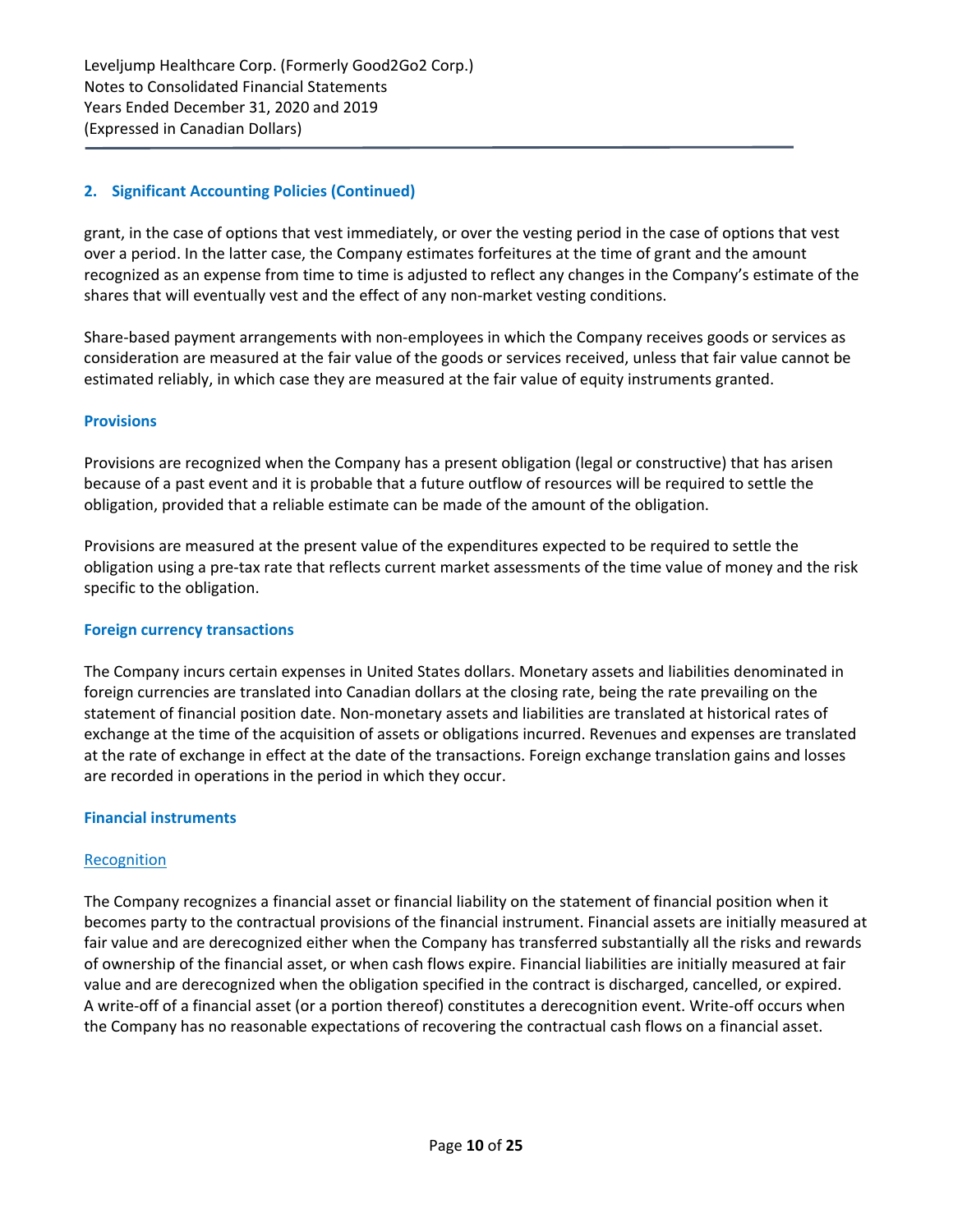## 2. Significant Accounting Policies (Continued)

grant, in the case of options that vest immediately, or over the vesting period in the case of options that vest over a period. In the latter case, the Company estimates forfeitures at the time of grant and the amount recognized as an expense from time to time is adjusted to reflect any changes in the Company's estimate of the shares that will eventually vest and the effect of any non-market vesting conditions.

Share-based payment arrangements with non-employees in which the Company receives goods or services as consideration are measured at the fair value of the goods or services received, unless that fair value cannot be estimated reliably, in which case they are measured at the fair value of equity instruments granted.

### Provisions

Provisions are recognized when the Company has a present obligation (legal or constructive) that has arisen because of a past event and it is probable that a future outflow of resources will be required to settle the obligation, provided that a reliable estimate can be made of the amount of the obligation.

Provisions are measured at the present value of the expenditures expected to be required to settle the obligation using a pre-tax rate that reflects current market assessments of the time value of money and the risk specific to the obligation.

### Foreign currency transactions

The Company incurs certain expenses in United States dollars. Monetary assets and liabilities denominated in foreign currencies are translated into Canadian dollars at the closing rate, being the rate prevailing on the statement of financial position date. Non-monetary assets and liabilities are translated at historical rates of exchange at the time of the acquisition of assets or obligations incurred. Revenues and expenses are translated at the rate of exchange in effect at the date of the transactions. Foreign exchange translation gains and losses are recorded in operations in the period in which they occur.

### Financial instruments

#### Recognition

The Company recognizes a financial asset or financial liability on the statement of financial position when it becomes party to the contractual provisions of the financial instrument. Financial assets are initially measured at fair value and are derecognized either when the Company has transferred substantially all the risks and rewards of ownership of the financial asset, or when cash flows expire. Financial liabilities are initially measured at fair value and are derecognized when the obligation specified in the contract is discharged, cancelled, or expired. A write-off of a financial asset (or a portion thereof) constitutes a derecognition event. Write-off occurs when the Company has no reasonable expectations of recovering the contractual cash flows on a financial asset.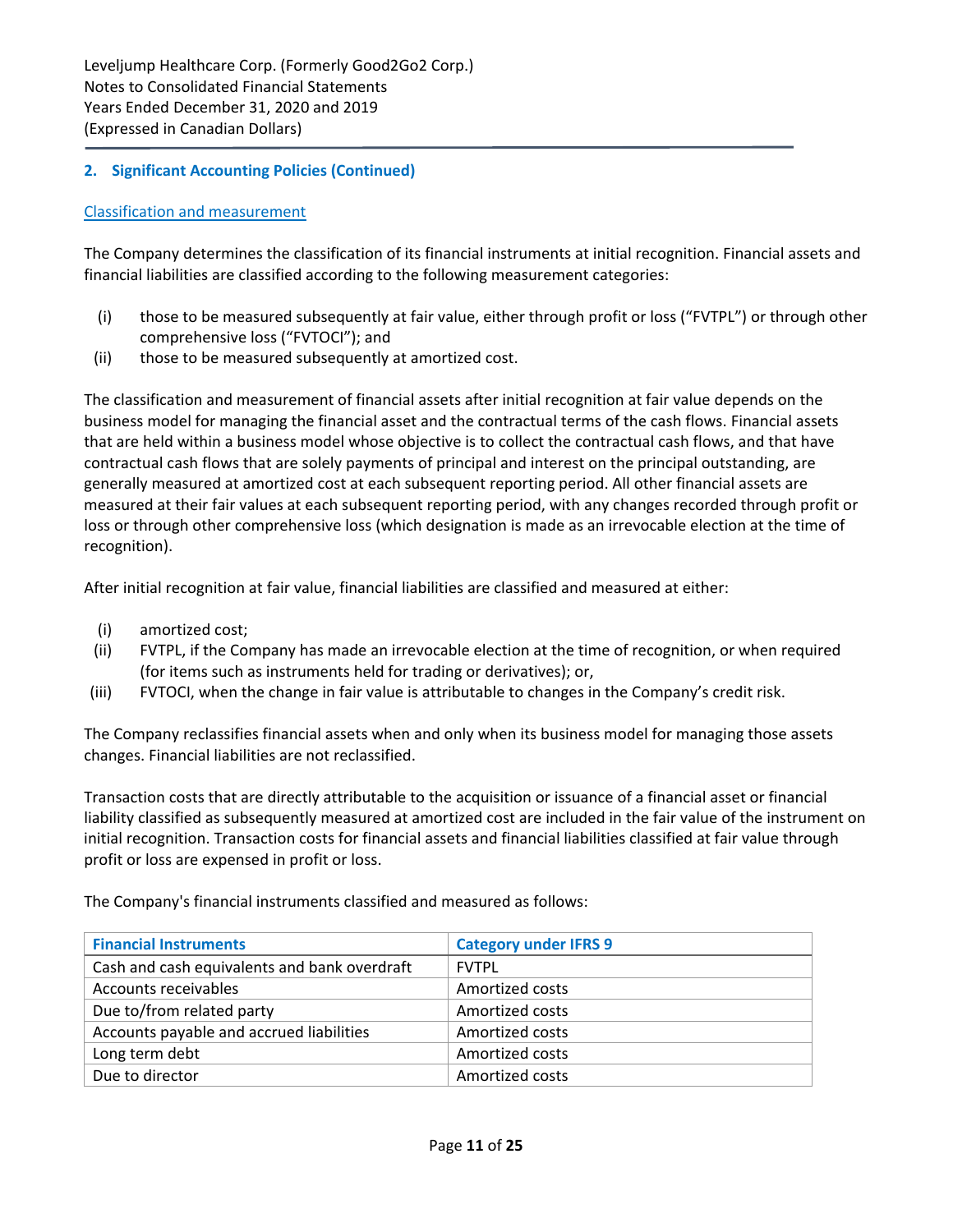## 2. Significant Accounting Policies (Continued)

### Classification and measurement

The Company determines the classification of its financial instruments at initial recognition. Financial assets and financial liabilities are classified according to the following measurement categories:

(i) those to be measured subsequently at fair value, either through profit or loss ("FVTPL") or through other comprehensive loss ("FVTOCI"); and
(ii) those to be measured subsequently at amortized cost.

The classification and measurement of financial assets after initial recognition at fair value depends on the business model for managing the financial asset and the contractual terms of the cash flows. Financial assets that are held within a business model whose objective is to collect the contractual cash flows, and that have contractual cash flows that are solely payments of principal and interest on the principal outstanding, are generally measured at amortized cost at each subsequent reporting period. All other financial assets are measured at their fair values at each subsequent reporting period, with any changes recorded through profit or loss or through other comprehensive loss (which designation is made as an irrevocable election at the time of recognition).

After initial recognition at fair value, financial liabilities are classified and measured at either:

(i) amortized cost;
(ii) FVTPL, if the Company has made an irrevocable election at the time of recognition, or when required (for items such as instruments held for trading or derivatives); or,
(iii) FVTOCI, when the change in fair value is attributable to changes in the Company's credit risk.

The Company reclassifies financial assets when and only when its business model for managing those assets changes. Financial liabilities are not reclassified.

Transaction costs that are directly attributable to the acquisition or issuance of a financial asset or financial liability classified as subsequently measured at amortized cost are included in the fair value of the instrument on initial recognition. Transaction costs for financial assets and financial liabilities classified at fair value through profit or loss are expensed in profit or loss.

The Company's financial instruments classified and measured as follows:

| Financial Instruments | Category under IFRS 9 |
|---|---|
| Cash and cash equivalents and bank overdraft | FVTPL |
| Accounts receivables | Amortized costs |
| Due to/from related party | Amortized costs |
| Accounts payable and accrued liabilities | Amortized costs |
| Long term debt | Amortized costs |
| Due to director | Amortized costs |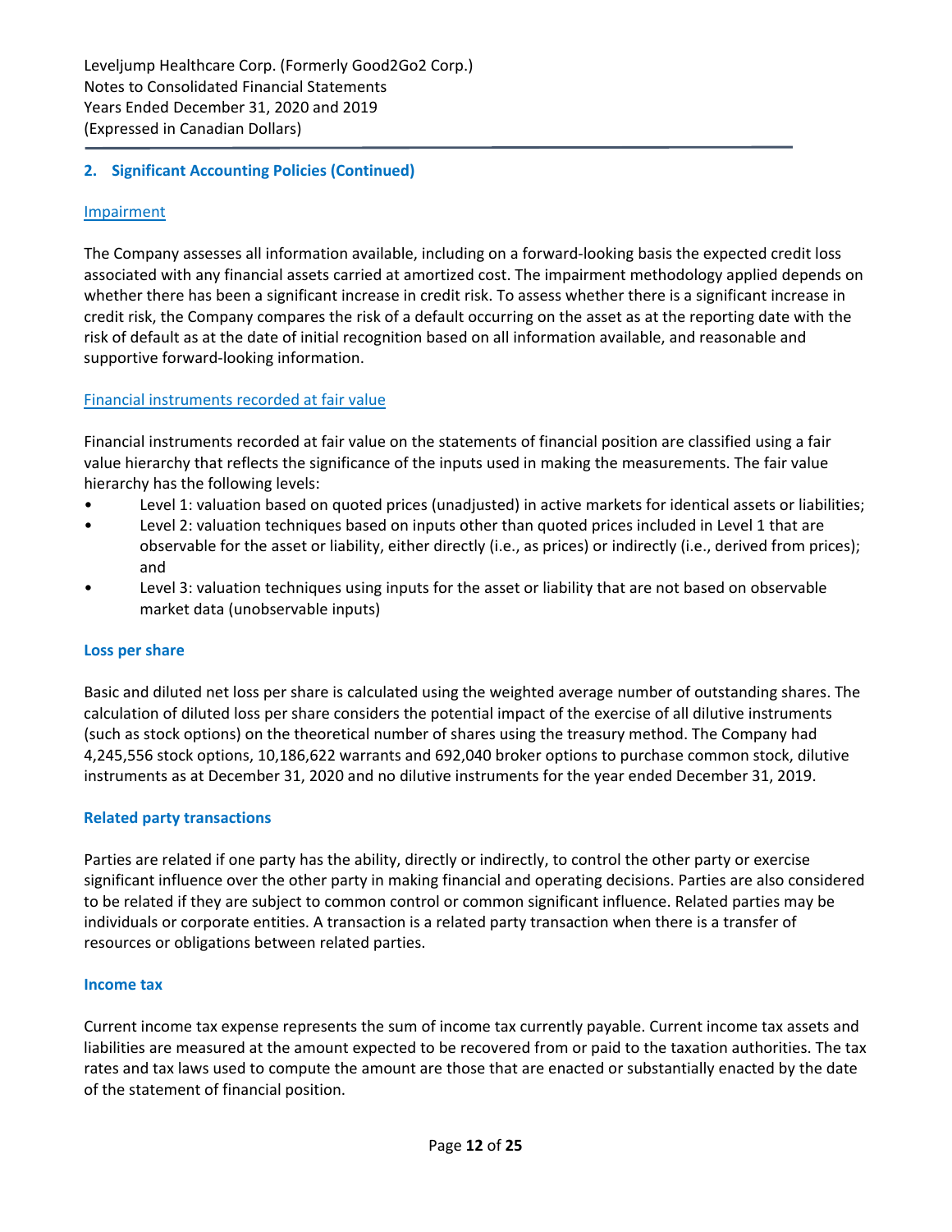## 2. Significant Accounting Policies (Continued)

Impairment

The Company assesses all information available, including on a forward-looking basis the expected credit loss associated with any financial assets carried at amortized cost. The impairment methodology applied depends on whether there has been a significant increase in credit risk. To assess whether there is a significant increase in credit risk, the Company compares the risk of a default occurring on the asset as at the reporting date with the risk of default as at the date of initial recognition based on all information available, and reasonable and supportive forward-looking information.

Financial instruments recorded at fair value

Financial instruments recorded at fair value on the statements of financial position are classified using a fair value hierarchy that reflects the significance of the inputs used in making the measurements. The fair value hierarchy has the following levels:

- Level 1: valuation based on quoted prices (unadjusted) in active markets for identical assets or liabilities;
- Level 2: valuation techniques based on inputs other than quoted prices included in Level 1 that are observable for the asset or liability, either directly (i.e., as prices) or indirectly (i.e., derived from prices); and
- Level 3: valuation techniques using inputs for the asset or liability that are not based on observable market data (unobservable inputs)

### Loss per share

Basic and diluted net loss per share is calculated using the weighted average number of outstanding shares. The calculation of diluted loss per share considers the potential impact of the exercise of all dilutive instruments (such as stock options) on the theoretical number of shares using the treasury method. The Company had 4,245,556 stock options, 10,186,622 warrants and 692,040 broker options to purchase common stock, dilutive instruments as at December 31, 2020 and no dilutive instruments for the year ended December 31, 2019.

### Related party transactions

Parties are related if one party has the ability, directly or indirectly, to control the other party or exercise significant influence over the other party in making financial and operating decisions. Parties are also considered to be related if they are subject to common control or common significant influence. Related parties may be individuals or corporate entities. A transaction is a related party transaction when there is a transfer of resources or obligations between related parties.

### Income tax

Current income tax expense represents the sum of income tax currently payable. Current income tax assets and liabilities are measured at the amount expected to be recovered from or paid to the taxation authorities. The tax rates and tax laws used to compute the amount are those that are enacted or substantially enacted by the date of the statement of financial position.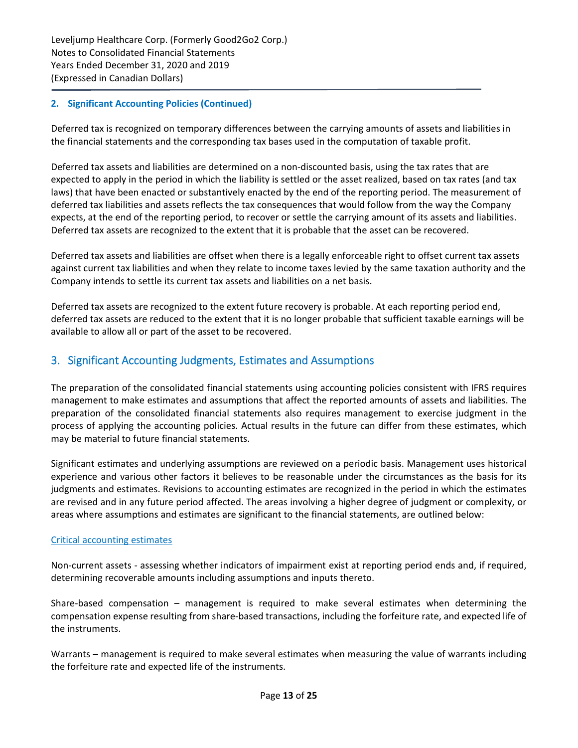## 2. Significant Accounting Policies (Continued)

Deferred tax is recognized on temporary differences between the carrying amounts of assets and liabilities in the financial statements and the corresponding tax bases used in the computation of taxable profit.

Deferred tax assets and liabilities are determined on a non-discounted basis, using the tax rates that are expected to apply in the period in which the liability is settled or the asset realized, based on tax rates (and tax laws) that have been enacted or substantively enacted by the end of the reporting period. The measurement of deferred tax liabilities and assets reflects the tax consequences that would follow from the way the Company expects, at the end of the reporting period, to recover or settle the carrying amount of its assets and liabilities. Deferred tax assets are recognized to the extent that it is probable that the asset can be recovered.

Deferred tax assets and liabilities are offset when there is a legally enforceable right to offset current tax assets against current tax liabilities and when they relate to income taxes levied by the same taxation authority and the Company intends to settle its current tax assets and liabilities on a net basis.

Deferred tax assets are recognized to the extent future recovery is probable. At each reporting period end, deferred tax assets are reduced to the extent that it is no longer probable that sufficient taxable earnings will be available to allow all or part of the asset to be recovered.

## 3. Significant Accounting Judgments, Estimates and Assumptions

The preparation of the consolidated financial statements using accounting policies consistent with IFRS requires management to make estimates and assumptions that affect the reported amounts of assets and liabilities. The preparation of the consolidated financial statements also requires management to exercise judgment in the process of applying the accounting policies. Actual results in the future can differ from these estimates, which may be material to future financial statements.

Significant estimates and underlying assumptions are reviewed on a periodic basis. Management uses historical experience and various other factors it believes to be reasonable under the circumstances as the basis for its judgments and estimates. Revisions to accounting estimates are recognized in the period in which the estimates are revised and in any future period affected. The areas involving a higher degree of judgment or complexity, or areas where assumptions and estimates are significant to the financial statements, are outlined below:

### Critical accounting estimates

Non-current assets - assessing whether indicators of impairment exist at reporting period ends and, if required, determining recoverable amounts including assumptions and inputs thereto.

Share-based compensation – management is required to make several estimates when determining the compensation expense resulting from share-based transactions, including the forfeiture rate, and expected life of the instruments.

Warrants – management is required to make several estimates when measuring the value of warrants including the forfeiture rate and expected life of the instruments.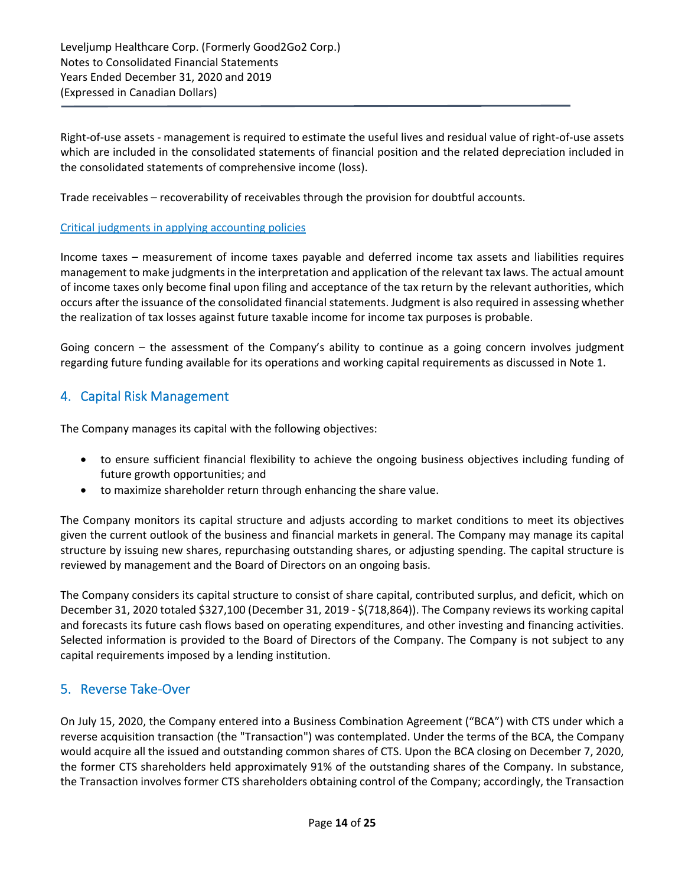Right-of-use assets - management is required to estimate the useful lives and residual value of right-of-use assets which are included in the consolidated statements of financial position and the related depreciation included in the consolidated statements of comprehensive income (loss).

Trade receivables – recoverability of receivables through the provision for doubtful accounts.

Critical judgments in applying accounting policies

Income taxes – measurement of income taxes payable and deferred income tax assets and liabilities requires management to make judgments in the interpretation and application of the relevant tax laws. The actual amount of income taxes only become final upon filing and acceptance of the tax return by the relevant authorities, which occurs after the issuance of the consolidated financial statements. Judgment is also required in assessing whether the realization of tax losses against future taxable income for income tax purposes is probable.

Going concern – the assessment of the Company's ability to continue as a going concern involves judgment regarding future funding available for its operations and working capital requirements as discussed in Note 1.

## 4. Capital Risk Management

The Company manages its capital with the following objectives:

- to ensure sufficient financial flexibility to achieve the ongoing business objectives including funding of future growth opportunities; and
- to maximize shareholder return through enhancing the share value.

The Company monitors its capital structure and adjusts according to market conditions to meet its objectives given the current outlook of the business and financial markets in general. The Company may manage its capital structure by issuing new shares, repurchasing outstanding shares, or adjusting spending. The capital structure is reviewed by management and the Board of Directors on an ongoing basis.

The Company considers its capital structure to consist of share capital, contributed surplus, and deficit, which on December 31, 2020 totaled $327,100 (December 31, 2019 - $(718,864)). The Company reviews its working capital and forecasts its future cash flows based on operating expenditures, and other investing and financing activities. Selected information is provided to the Board of Directors of the Company. The Company is not subject to any capital requirements imposed by a lending institution.

## 5. Reverse Take-Over

On July 15, 2020, the Company entered into a Business Combination Agreement ("BCA") with CTS under which a reverse acquisition transaction (the "Transaction") was contemplated. Under the terms of the BCA, the Company would acquire all the issued and outstanding common shares of CTS. Upon the BCA closing on December 7, 2020, the former CTS shareholders held approximately 91% of the outstanding shares of the Company. In substance, the Transaction involves former CTS shareholders obtaining control of the Company; accordingly, the Transaction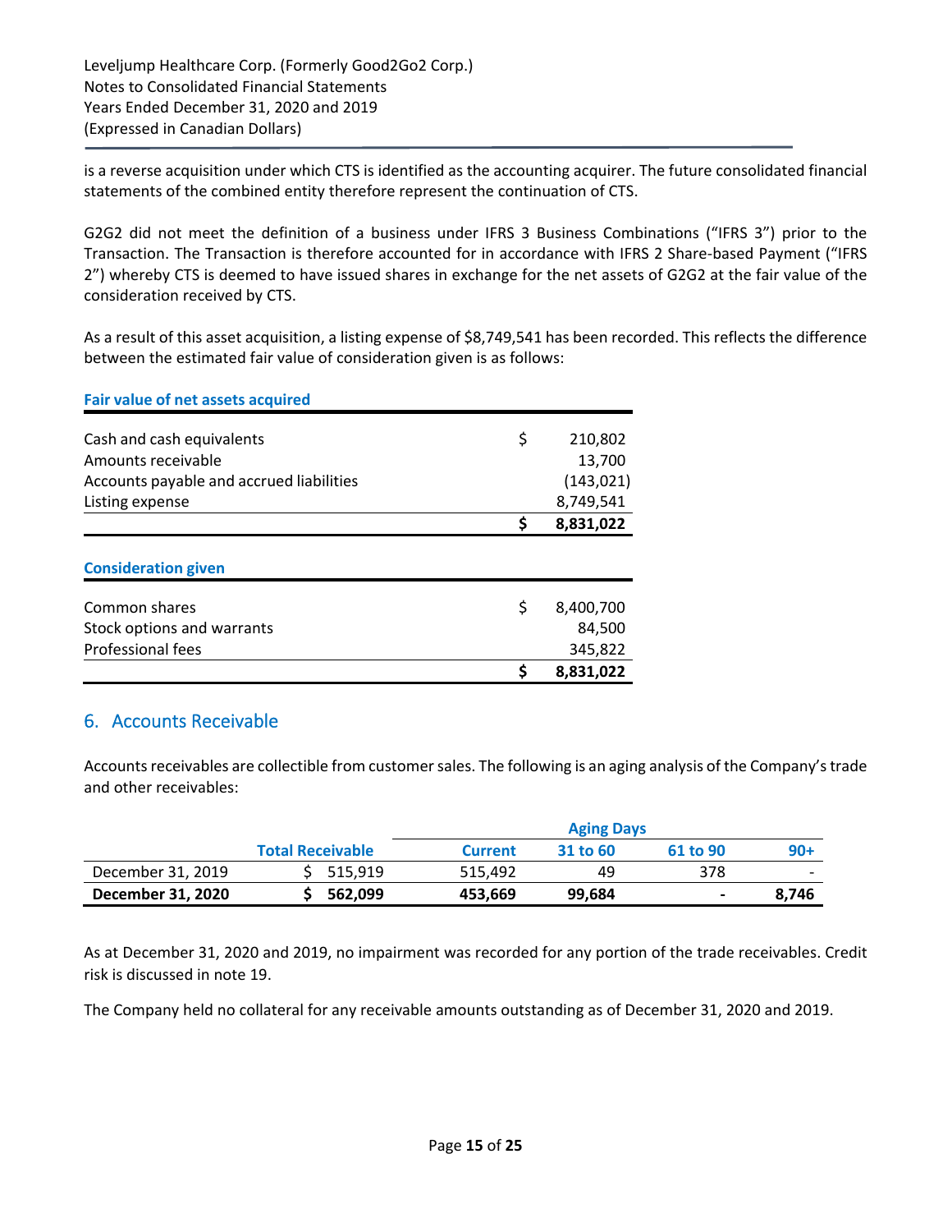is a reverse acquisition under which CTS is identified as the accounting acquirer. The future consolidated financial statements of the combined entity therefore represent the continuation of CTS.

G2G2 did not meet the definition of a business under IFRS 3 Business Combinations ("IFRS 3") prior to the Transaction. The Transaction is therefore accounted for in accordance with IFRS 2 Share-based Payment ("IFRS 2") whereby CTS is deemed to have issued shares in exchange for the net assets of G2G2 at the fair value of the consideration received by CTS.

As a result of this asset acquisition, a listing expense of $8,749,541 has been recorded. This reflects the difference between the estimated fair value of consideration given is as follows:

| **Fair value of net assets acquired** | | |
|---|---|---|
| Cash and cash equivalents | $ | 210,802 |
| Amounts receivable | | 13,700 |
| Accounts payable and accrued liabilities | | (143,021) |
| Listing expense | | 8,749,541 |
| | **$** | **8,831,022** |

| **Consideration given** | | |
|---|---|---|
| Common shares | $ | 8,400,700 |
| Stock options and warrants | | 84,500 |
| Professional fees | | 345,822 |
| | **$** | **8,831,022** |

## 6. Accounts Receivable

Accounts receivables are collectible from customer sales. The following is an aging analysis of the Company's trade and other receivables:

| | | Aging Days | | | |
|---|---|---|---|---|---|
| | **Total Receivable** | **Current** | **31 to 60** | **61 to 90** | **90+** |
| December 31, 2019 | $ 515,919 | 515,492 | 49 | 378 | - |
| **December 31, 2020** | **$ 562,099** | **453,669** | **99,684** | **-** | **8,746** |

As at December 31, 2020 and 2019, no impairment was recorded for any portion of the trade receivables. Credit risk is discussed in note 19.

The Company held no collateral for any receivable amounts outstanding as of December 31, 2020 and 2019.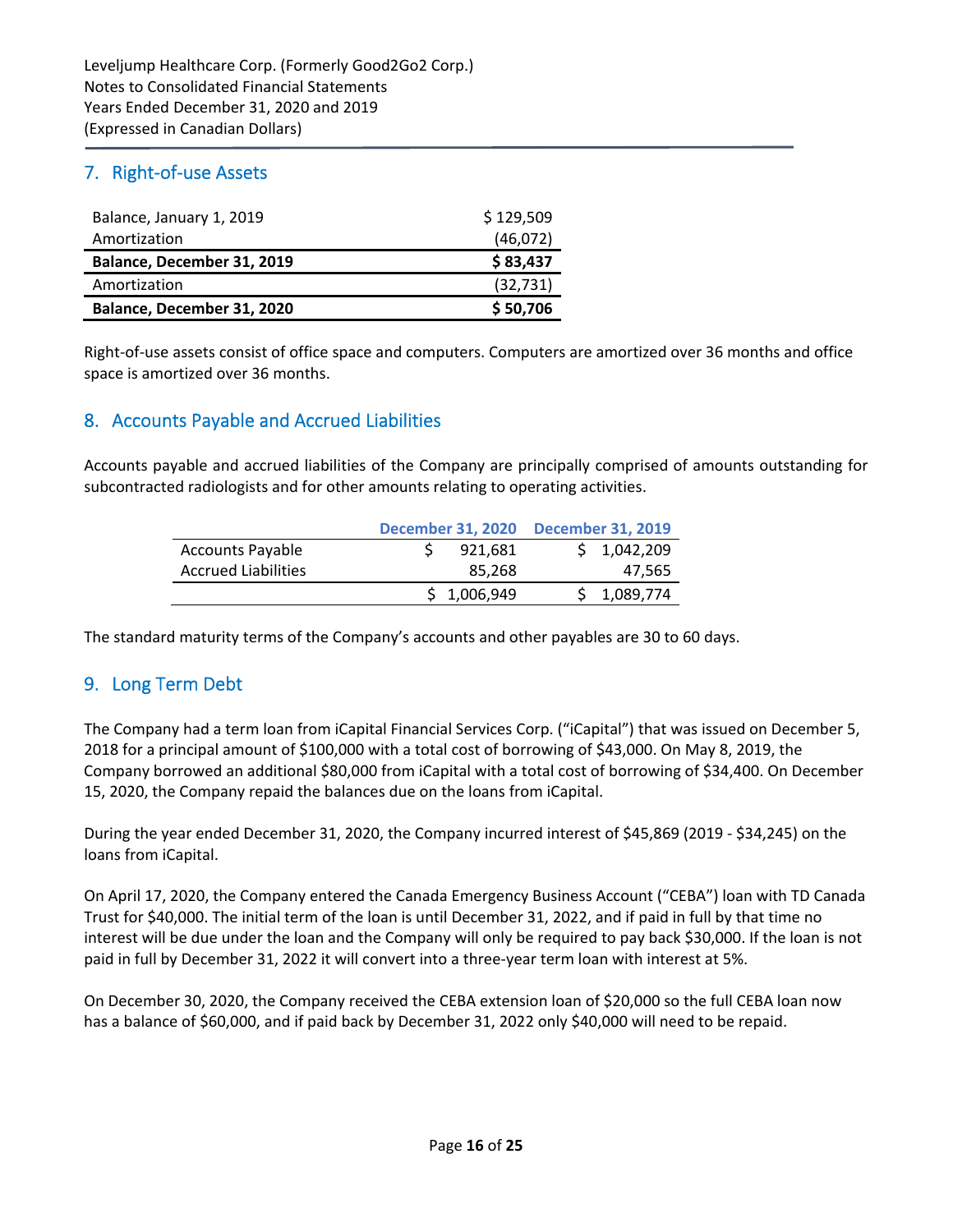## 7. Right-of-use Assets

| | |
|---|---|
| Balance, January 1, 2019 | $ 129,509 |
| Amortization | (46,072) |
| **Balance, December 31, 2019** | **$ 83,437** |
| Amortization | (32,731) |
| **Balance, December 31, 2020** | **$ 50,706** |

Right-of-use assets consist of office space and computers. Computers are amortized over 36 months and office space is amortized over 36 months.

## 8. Accounts Payable and Accrued Liabilities

Accounts payable and accrued liabilities of the Company are principally comprised of amounts outstanding for subcontracted radiologists and for other amounts relating to operating activities.

| | December 31, 2020 | December 31, 2019 |
|---|---|---|
| Accounts Payable | $ 921,681 | $ 1,042,209 |
| Accrued Liabilities | 85,268 | 47,565 |
| | $ 1,006,949 | $ 1,089,774 |

The standard maturity terms of the Company's accounts and other payables are 30 to 60 days.

## 9. Long Term Debt

The Company had a term loan from iCapital Financial Services Corp. ("iCapital") that was issued on December 5, 2018 for a principal amount of $100,000 with a total cost of borrowing of $43,000. On May 8, 2019, the Company borrowed an additional $80,000 from iCapital with a total cost of borrowing of $34,400. On December 15, 2020, the Company repaid the balances due on the loans from iCapital.

During the year ended December 31, 2020, the Company incurred interest of $45,869 (2019 - $34,245) on the loans from iCapital.

On April 17, 2020, the Company entered the Canada Emergency Business Account ("CEBA") loan with TD Canada Trust for $40,000. The initial term of the loan is until December 31, 2022, and if paid in full by that time no interest will be due under the loan and the Company will only be required to pay back $30,000. If the loan is not paid in full by December 31, 2022 it will convert into a three-year term loan with interest at 5%.

On December 30, 2020, the Company received the CEBA extension loan of $20,000 so the full CEBA loan now has a balance of $60,000, and if paid back by December 31, 2022 only $40,000 will need to be repaid.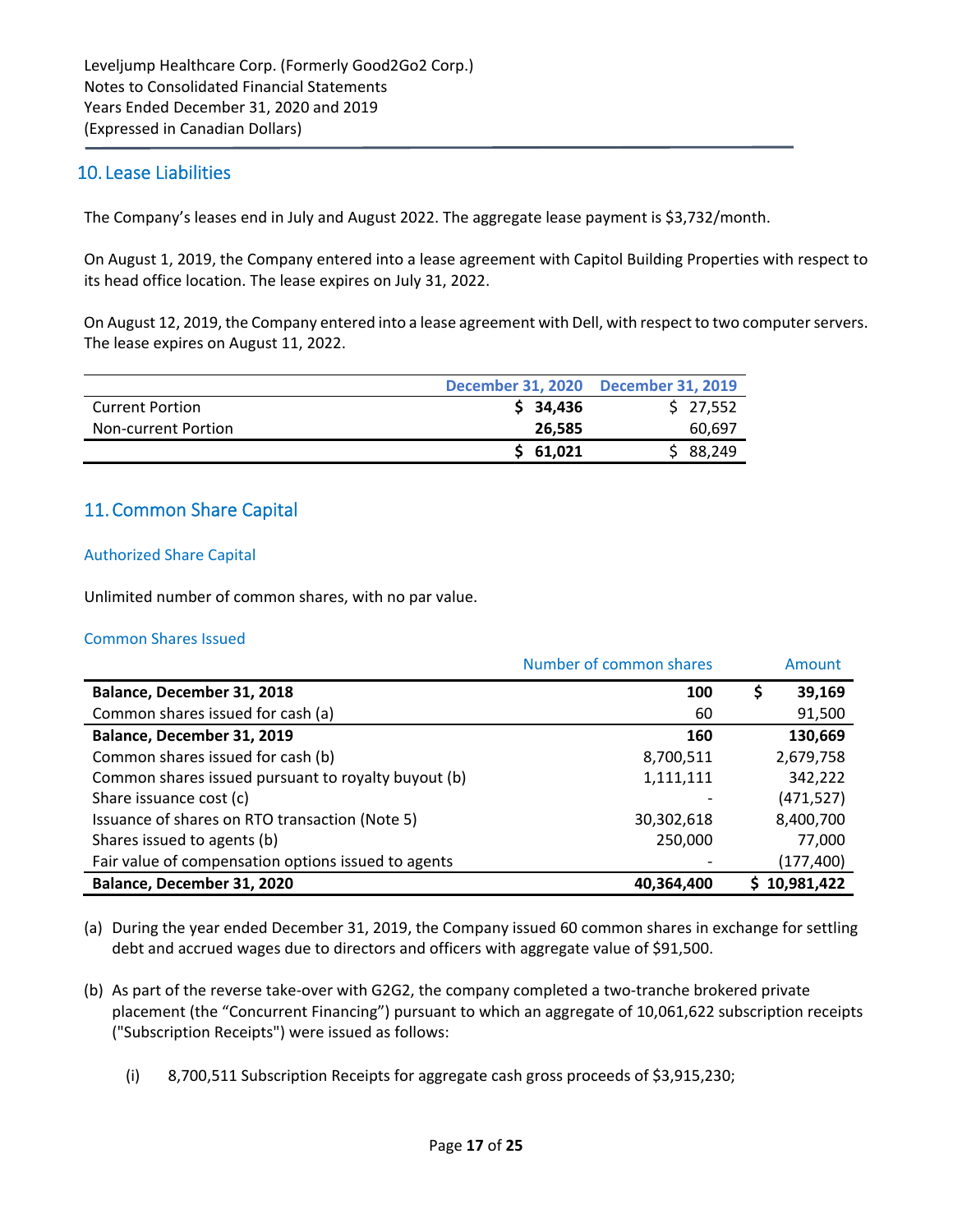## 10. Lease Liabilities

The Company's leases end in July and August 2022. The aggregate lease payment is $3,732/month.

On August 1, 2019, the Company entered into a lease agreement with Capitol Building Properties with respect to its head office location. The lease expires on July 31, 2022.

On August 12, 2019, the Company entered into a lease agreement with Dell, with respect to two computer servers. The lease expires on August 11, 2022.

| | December 31, 2020 | December 31, 2019 |
|---|---|---|
| Current Portion | **$ 34,436** | $ 27,552 |
| Non-current Portion | **26,585** | 60,697 |
| | **$ 61,021** | $ 88,249 |

## 11. Common Share Capital

### Authorized Share Capital

Unlimited number of common shares, with no par value.

### Common Shares Issued

| | Number of common shares | Amount |
|---|---|---|
| **Balance, December 31, 2018** | **100** | **$ 39,169** |
| Common shares issued for cash (a) | 60 | 91,500 |
| **Balance, December 31, 2019** | **160** | **130,669** |
| Common shares issued for cash (b) | 8,700,511 | 2,679,758 |
| Common shares issued pursuant to royalty buyout (b) | 1,111,111 | 342,222 |
| Share issuance cost (c) | - | (471,527) |
| Issuance of shares on RTO transaction (Note 5) | 30,302,618 | 8,400,700 |
| Shares issued to agents (b) | 250,000 | 77,000 |
| Fair value of compensation options issued to agents | - | (177,400) |
| **Balance, December 31, 2020** | **40,364,400** | **$ 10,981,422** |

(a) During the year ended December 31, 2019, the Company issued 60 common shares in exchange for settling debt and accrued wages due to directors and officers with aggregate value of $91,500.

(b) As part of the reverse take-over with G2G2, the company completed a two-tranche brokered private placement (the "Concurrent Financing") pursuant to which an aggregate of 10,061,622 subscription receipts ("Subscription Receipts") were issued as follows:

   (i) 8,700,511 Subscription Receipts for aggregate cash gross proceeds of $3,915,230;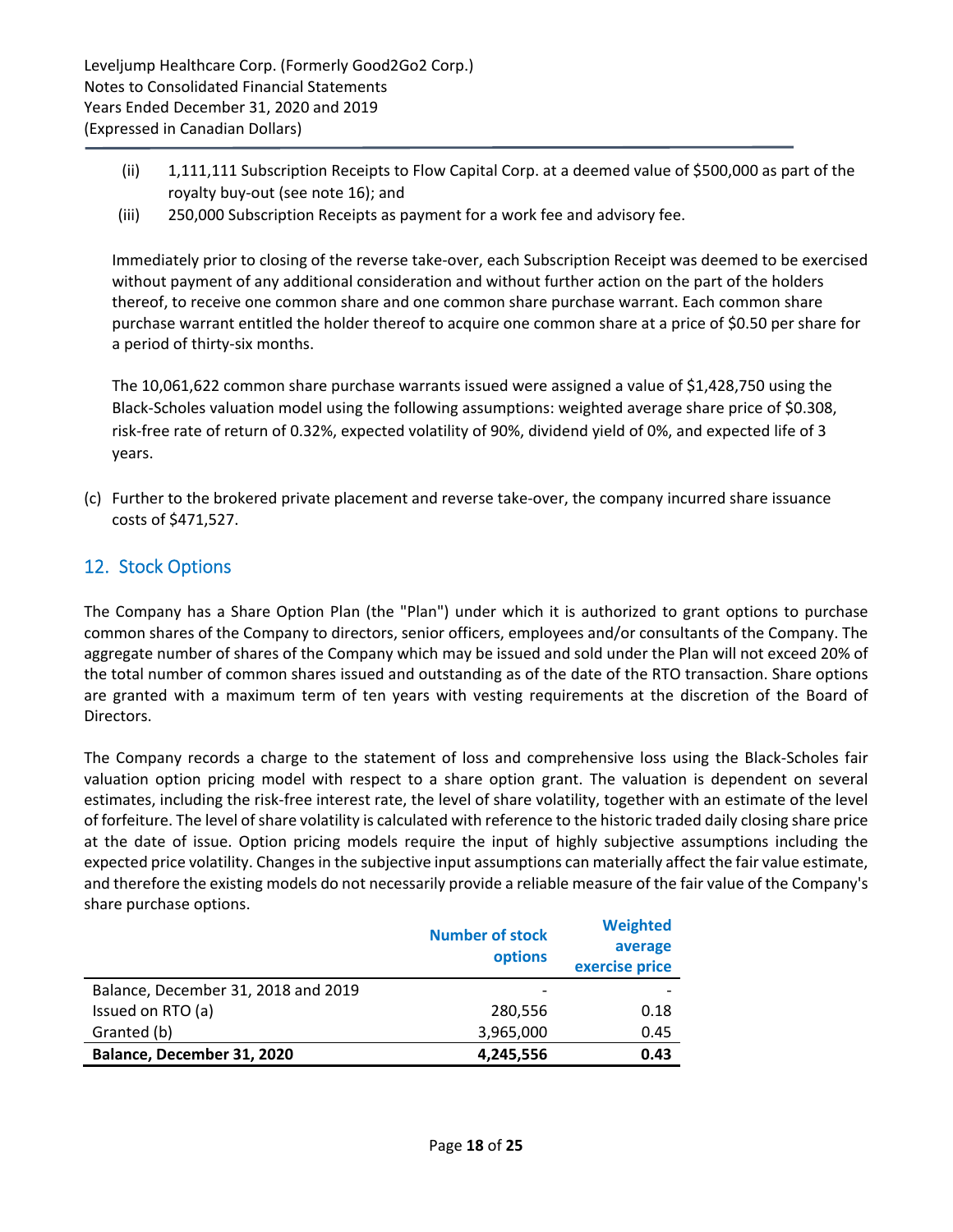(ii) 1,111,111 Subscription Receipts to Flow Capital Corp. at a deemed value of $500,000 as part of the royalty buy-out (see note 16); and

(iii) 250,000 Subscription Receipts as payment for a work fee and advisory fee.

Immediately prior to closing of the reverse take-over, each Subscription Receipt was deemed to be exercised without payment of any additional consideration and without further action on the part of the holders thereof, to receive one common share and one common share purchase warrant. Each common share purchase warrant entitled the holder thereof to acquire one common share at a price of $0.50 per share for a period of thirty-six months.

The 10,061,622 common share purchase warrants issued were assigned a value of $1,428,750 using the Black-Scholes valuation model using the following assumptions: weighted average share price of $0.308, risk-free rate of return of 0.32%, expected volatility of 90%, dividend yield of 0%, and expected life of 3 years.

(c) Further to the brokered private placement and reverse take-over, the company incurred share issuance costs of $471,527.

## 12. Stock Options

The Company has a Share Option Plan (the "Plan") under which it is authorized to grant options to purchase common shares of the Company to directors, senior officers, employees and/or consultants of the Company. The aggregate number of shares of the Company which may be issued and sold under the Plan will not exceed 20% of the total number of common shares issued and outstanding as of the date of the RTO transaction. Share options are granted with a maximum term of ten years with vesting requirements at the discretion of the Board of Directors.

The Company records a charge to the statement of loss and comprehensive loss using the Black-Scholes fair valuation option pricing model with respect to a share option grant. The valuation is dependent on several estimates, including the risk-free interest rate, the level of share volatility, together with an estimate of the level of forfeiture. The level of share volatility is calculated with reference to the historic traded daily closing share price at the date of issue. Option pricing models require the input of highly subjective assumptions including the expected price volatility. Changes in the subjective input assumptions can materially affect the fair value estimate, and therefore the existing models do not necessarily provide a reliable measure of the fair value of the Company's share purchase options.

| | Number of stock options | Weighted average exercise price |
|---|---|---|
| Balance, December 31, 2018 and 2019 | - | - |
| Issued on RTO (a) | 280,556 | 0.18 |
| Granted (b) | 3,965,000 | 0.45 |
| **Balance, December 31, 2020** | **4,245,556** | **0.43** |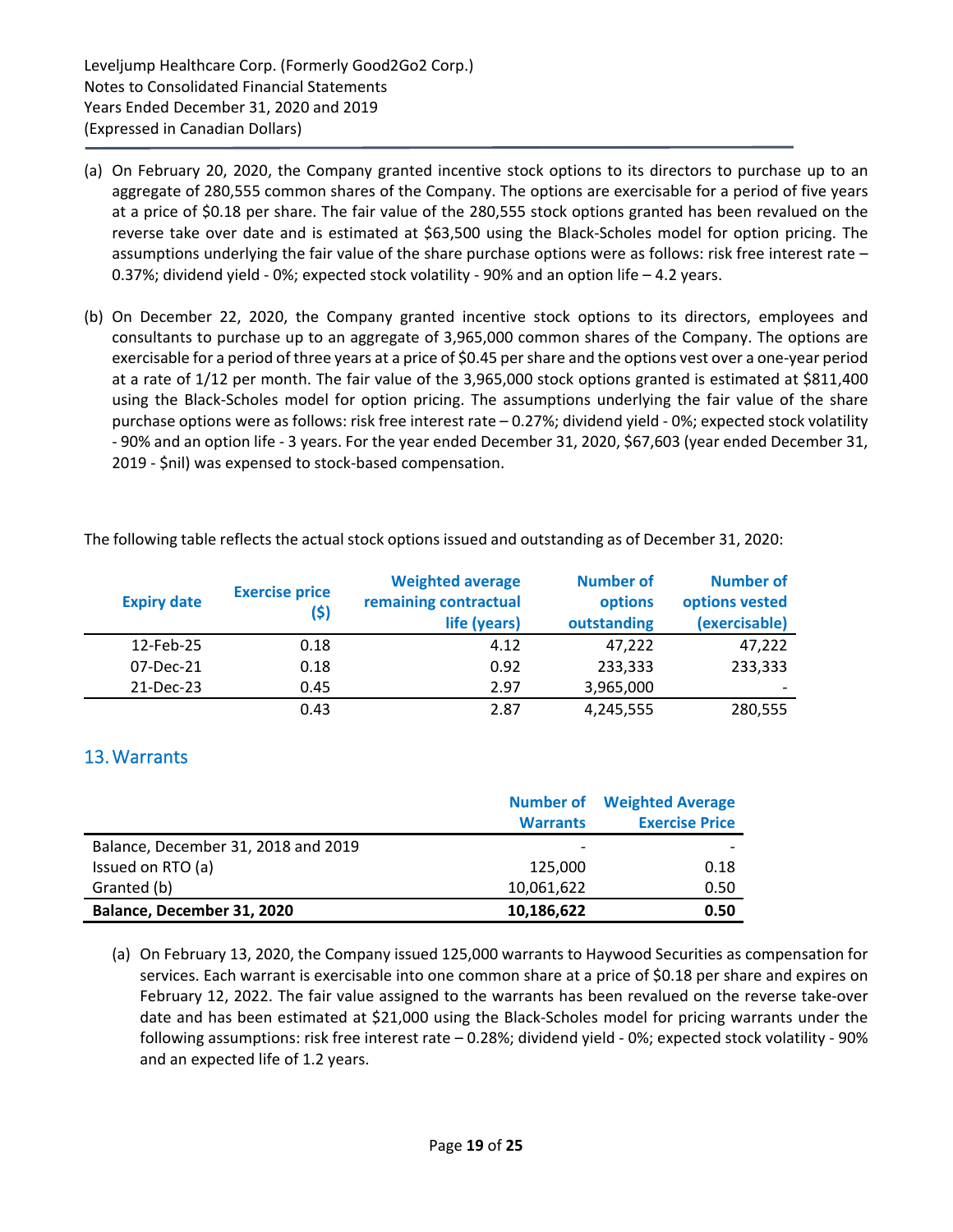(a) On February 20, 2020, the Company granted incentive stock options to its directors to purchase up to an aggregate of 280,555 common shares of the Company. The options are exercisable for a period of five years at a price of $0.18 per share. The fair value of the 280,555 stock options granted has been revalued on the reverse take over date and is estimated at $63,500 using the Black-Scholes model for option pricing. The assumptions underlying the fair value of the share purchase options were as follows: risk free interest rate – 0.37%; dividend yield - 0%; expected stock volatility - 90% and an option life – 4.2 years.

(b) On December 22, 2020, the Company granted incentive stock options to its directors, employees and consultants to purchase up to an aggregate of 3,965,000 common shares of the Company. The options are exercisable for a period of three years at a price of $0.45 per share and the options vest over a one-year period at a rate of 1/12 per month. The fair value of the 3,965,000 stock options granted is estimated at $811,400 using the Black-Scholes model for option pricing. The assumptions underlying the fair value of the share purchase options were as follows: risk free interest rate – 0.27%; dividend yield - 0%; expected stock volatility - 90% and an option life - 3 years. For the year ended December 31, 2020, $67,603 (year ended December 31, 2019 - $nil) was expensed to stock-based compensation.

The following table reflects the actual stock options issued and outstanding as of December 31, 2020:

| Expiry date | Exercise price ($) | Weighted average remaining contractual life (years) | Number of options outstanding | Number of options vested (exercisable) |
|---|---|---|---|---|
| 12-Feb-25 | 0.18 | 4.12 | 47,222 | 47,222 |
| 07-Dec-21 | 0.18 | 0.92 | 233,333 | 233,333 |
| 21-Dec-23 | 0.45 | 2.97 | 3,965,000 | - |
| | 0.43 | 2.87 | 4,245,555 | 280,555 |

## 13. Warrants

| | Number of Warrants | Weighted Average Exercise Price |
|---|---|---|
| Balance, December 31, 2018 and 2019 | - | - |
| Issued on RTO (a) | 125,000 | 0.18 |
| Granted (b) | 10,061,622 | 0.50 |
| **Balance, December 31, 2020** | **10,186,622** | **0.50** |

(a) On February 13, 2020, the Company issued 125,000 warrants to Haywood Securities as compensation for services. Each warrant is exercisable into one common share at a price of $0.18 per share and expires on February 12, 2022. The fair value assigned to the warrants has been revalued on the reverse take-over date and has been estimated at $21,000 using the Black-Scholes model for pricing warrants under the following assumptions: risk free interest rate – 0.28%; dividend yield - 0%; expected stock volatility - 90% and an expected life of 1.2 years.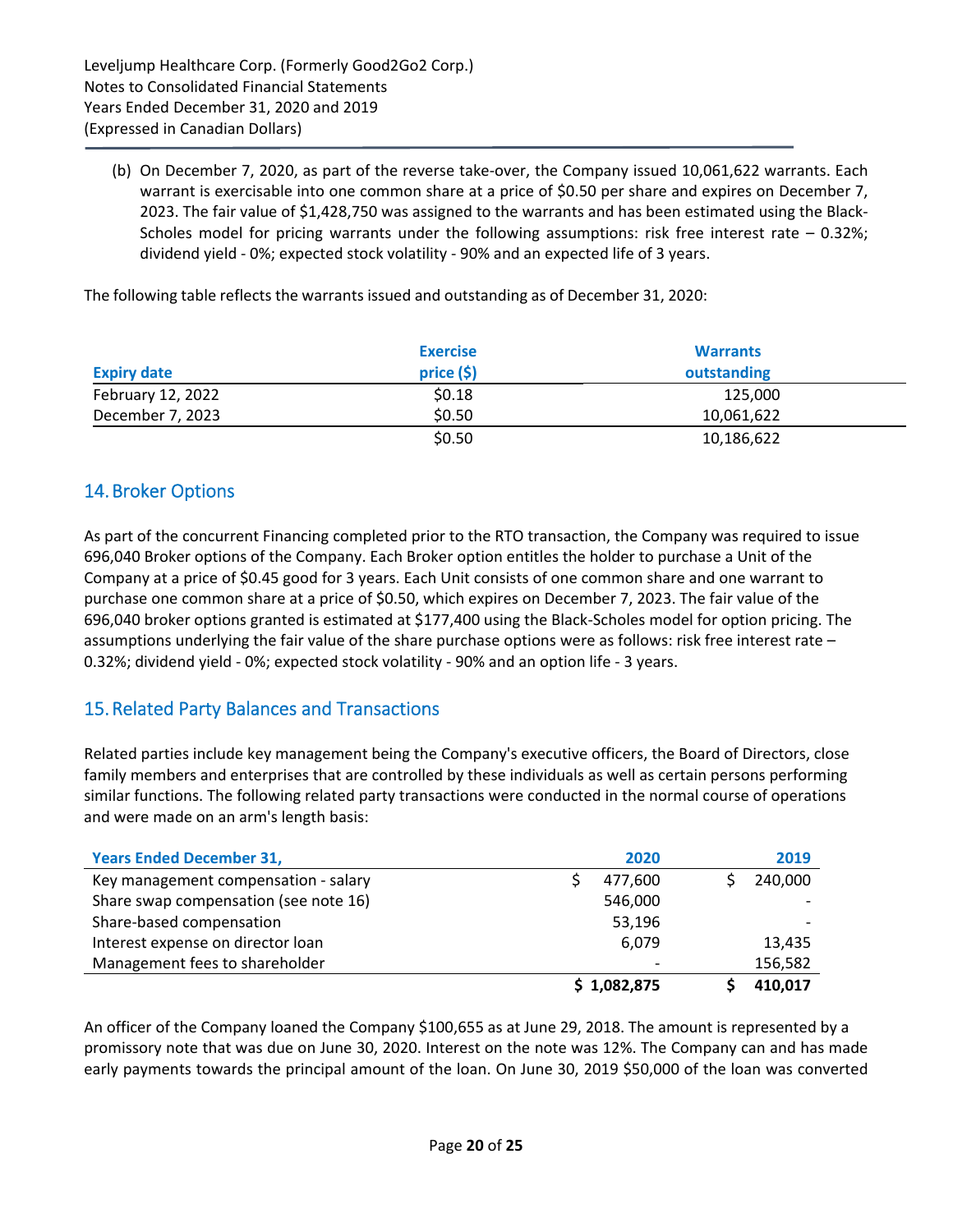(b) On December 7, 2020, as part of the reverse take-over, the Company issued 10,061,622 warrants. Each warrant is exercisable into one common share at a price of $0.50 per share and expires on December 7, 2023. The fair value of $1,428,750 was assigned to the warrants and has been estimated using the Black-Scholes model for pricing warrants under the following assumptions: risk free interest rate – 0.32%; dividend yield - 0%; expected stock volatility - 90% and an expected life of 3 years.

The following table reflects the warrants issued and outstanding as of December 31, 2020:

| Expiry date | Exercise price ($) | Warrants outstanding |
|---|---|---|
| February 12, 2022 | $0.18 | 125,000 |
| December 7, 2023 | $0.50 | 10,061,622 |
| | $0.50 | 10,186,622 |

## 14. Broker Options

As part of the concurrent Financing completed prior to the RTO transaction, the Company was required to issue 696,040 Broker options of the Company. Each Broker option entitles the holder to purchase a Unit of the Company at a price of $0.45 good for 3 years. Each Unit consists of one common share and one warrant to purchase one common share at a price of $0.50, which expires on December 7, 2023. The fair value of the 696,040 broker options granted is estimated at $177,400 using the Black-Scholes model for option pricing. The assumptions underlying the fair value of the share purchase options were as follows: risk free interest rate – 0.32%; dividend yield - 0%; expected stock volatility - 90% and an option life - 3 years.

## 15. Related Party Balances and Transactions

Related parties include key management being the Company's executive officers, the Board of Directors, close family members and enterprises that are controlled by these individuals as well as certain persons performing similar functions. The following related party transactions were conducted in the normal course of operations and were made on an arm's length basis:

| Years Ended December 31, | 2020 | 2019 |
|---|---|---|
| Key management compensation - salary | $ 477,600 | $ 240,000 |
| Share swap compensation (see note 16) | 546,000 | - |
| Share-based compensation | 53,196 | - |
| Interest expense on director loan | 6,079 | 13,435 |
| Management fees to shareholder | - | 156,582 |
| | **$ 1,082,875** | **$ 410,017** |

An officer of the Company loaned the Company $100,655 as at June 29, 2018. The amount is represented by a promissory note that was due on June 30, 2020. Interest on the note was 12%. The Company can and has made early payments towards the principal amount of the loan. On June 30, 2019 $50,000 of the loan was converted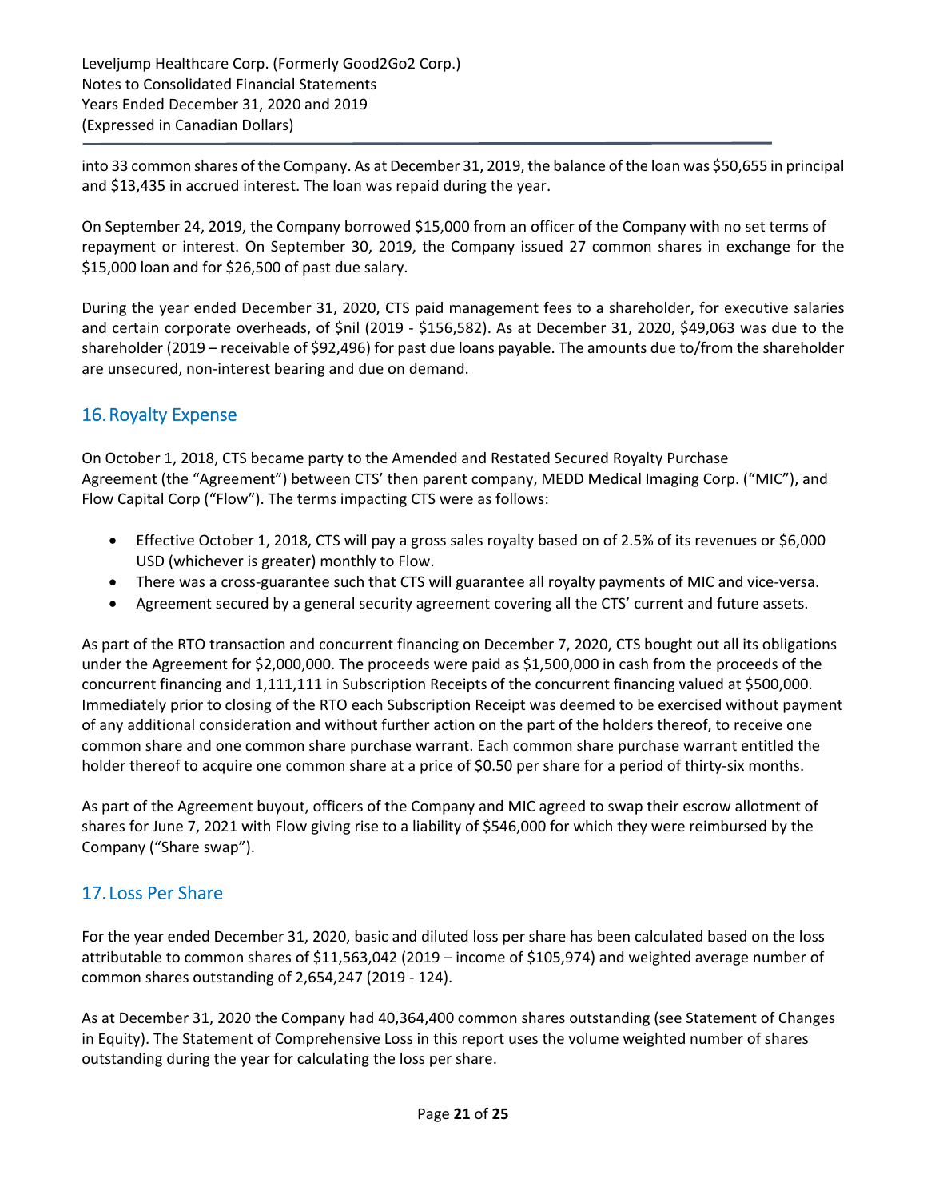into 33 common shares of the Company. As at December 31, 2019, the balance of the loan was $50,655 in principal and $13,435 in accrued interest. The loan was repaid during the year.

On September 24, 2019, the Company borrowed $15,000 from an officer of the Company with no set terms of repayment or interest. On September 30, 2019, the Company issued 27 common shares in exchange for the $15,000 loan and for $26,500 of past due salary.

During the year ended December 31, 2020, CTS paid management fees to a shareholder, for executive salaries and certain corporate overheads, of $nil (2019 - $156,582). As at December 31, 2020, $49,063 was due to the shareholder (2019 – receivable of $92,496) for past due loans payable. The amounts due to/from the shareholder are unsecured, non-interest bearing and due on demand.

## 16. Royalty Expense

On October 1, 2018, CTS became party to the Amended and Restated Secured Royalty Purchase Agreement (the "Agreement") between CTS' then parent company, MEDD Medical Imaging Corp. ("MIC"), and Flow Capital Corp ("Flow"). The terms impacting CTS were as follows:

- Effective October 1, 2018, CTS will pay a gross sales royalty based on of 2.5% of its revenues or $6,000 USD (whichever is greater) monthly to Flow.
- There was a cross-guarantee such that CTS will guarantee all royalty payments of MIC and vice-versa.
- Agreement secured by a general security agreement covering all the CTS' current and future assets.

As part of the RTO transaction and concurrent financing on December 7, 2020, CTS bought out all its obligations under the Agreement for $2,000,000. The proceeds were paid as $1,500,000 in cash from the proceeds of the concurrent financing and 1,111,111 in Subscription Receipts of the concurrent financing valued at $500,000. Immediately prior to closing of the RTO each Subscription Receipt was deemed to be exercised without payment of any additional consideration and without further action on the part of the holders thereof, to receive one common share and one common share purchase warrant. Each common share purchase warrant entitled the holder thereof to acquire one common share at a price of $0.50 per share for a period of thirty-six months.

As part of the Agreement buyout, officers of the Company and MIC agreed to swap their escrow allotment of shares for June 7, 2021 with Flow giving rise to a liability of $546,000 for which they were reimbursed by the Company ("Share swap").

## 17. Loss Per Share

For the year ended December 31, 2020, basic and diluted loss per share has been calculated based on the loss attributable to common shares of $11,563,042 (2019 – income of $105,974) and weighted average number of common shares outstanding of 2,654,247 (2019 - 124).

As at December 31, 2020 the Company had 40,364,400 common shares outstanding (see Statement of Changes in Equity). The Statement of Comprehensive Loss in this report uses the volume weighted number of shares outstanding during the year for calculating the loss per share.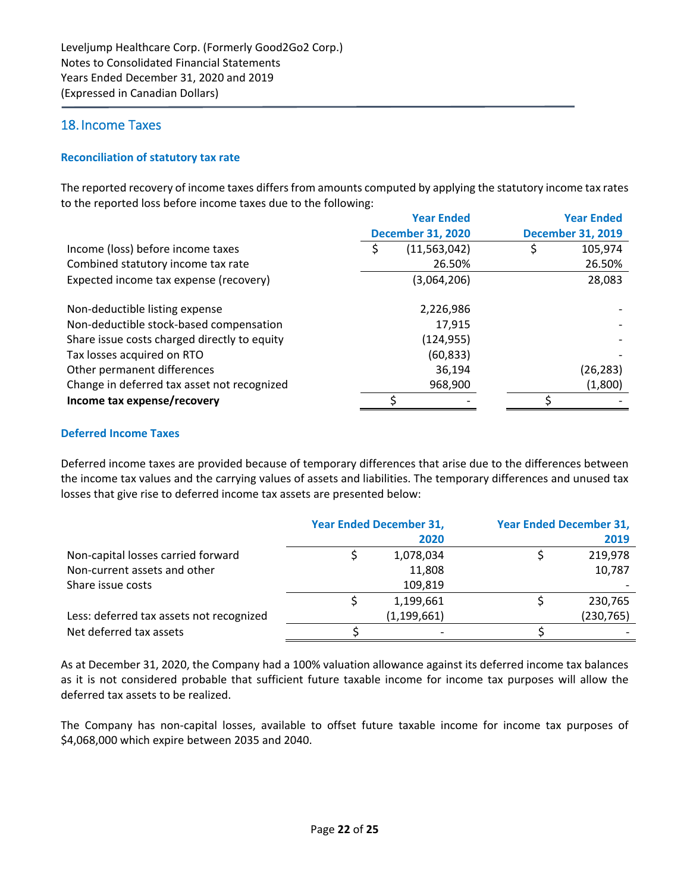## 18. Income Taxes

### Reconciliation of statutory tax rate

The reported recovery of income taxes differs from amounts computed by applying the statutory income tax rates to the reported loss before income taxes due to the following:

| | Year Ended December 31, 2020 | Year Ended December 31, 2019 |
|---|---|---|
| Income (loss) before income taxes | $ (11,563,042) | $ 105,974 |
| Combined statutory income tax rate | 26.50% | 26.50% |
| Expected income tax expense (recovery) | (3,064,206) | 28,083 |
| | | |
| Non-deductible listing expense | 2,226,986 | - |
| Non-deductible stock-based compensation | 17,915 | - |
| Share issue costs charged directly to equity | (124,955) | - |
| Tax losses acquired on RTO | (60,833) | - |
| Other permanent differences | 36,194 | (26,283) |
| Change in deferred tax asset not recognized | 968,900 | (1,800) |
| **Income tax expense/recovery** | $ - | $ - |

### Deferred Income Taxes

Deferred income taxes are provided because of temporary differences that arise due to the differences between the income tax values and the carrying values of assets and liabilities. The temporary differences and unused tax losses that give rise to deferred income tax assets are presented below:

| | Year Ended December 31, 2020 | Year Ended December 31, 2019 |
|---|---|---|
| Non-capital losses carried forward | $ 1,078,034 | $ 219,978 |
| Non-current assets and other | 11,808 | 10,787 |
| Share issue costs | 109,819 | - |
| | $ 1,199,661 | $ 230,765 |
| Less: deferred tax assets not recognized | (1,199,661) | (230,765) |
| Net deferred tax assets | $ - | $ - |

As at December 31, 2020, the Company had a 100% valuation allowance against its deferred income tax balances as it is not considered probable that sufficient future taxable income for income tax purposes will allow the deferred tax assets to be realized.

The Company has non-capital losses, available to offset future taxable income for income tax purposes of $4,068,000 which expire between 2035 and 2040.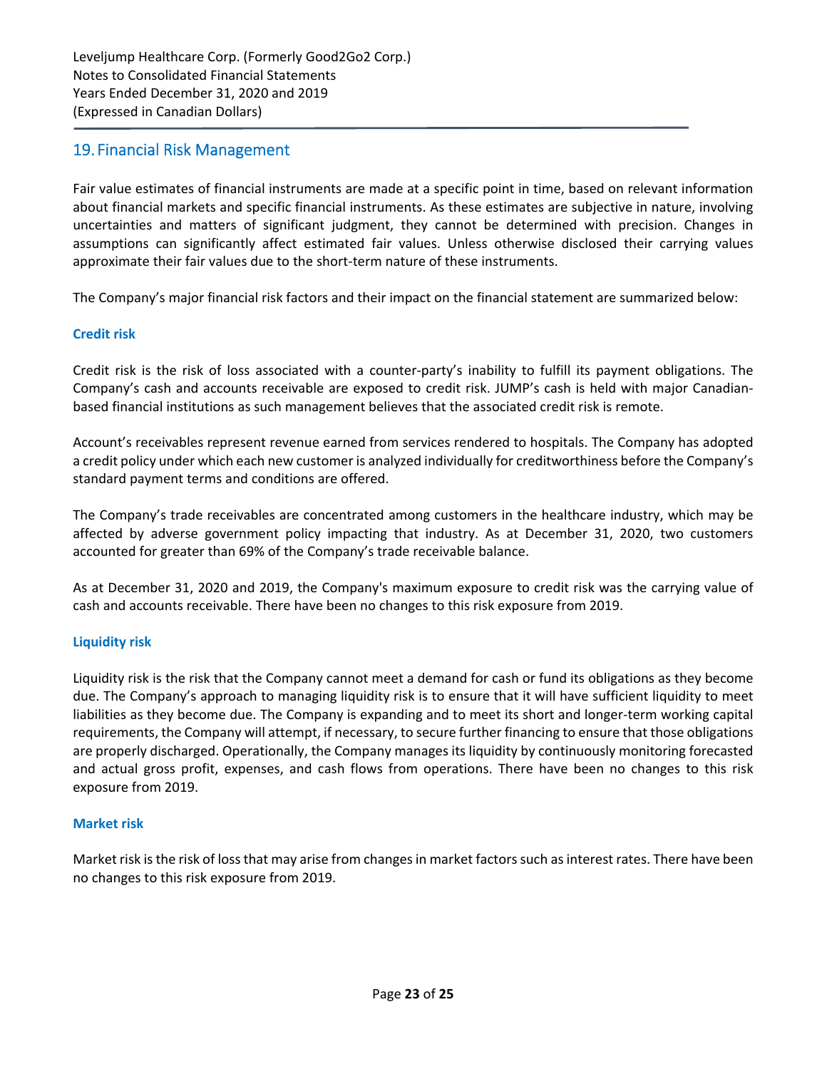## 19. Financial Risk Management

Fair value estimates of financial instruments are made at a specific point in time, based on relevant information about financial markets and specific financial instruments. As these estimates are subjective in nature, involving uncertainties and matters of significant judgment, they cannot be determined with precision. Changes in assumptions can significantly affect estimated fair values. Unless otherwise disclosed their carrying values approximate their fair values due to the short-term nature of these instruments.

The Company's major financial risk factors and their impact on the financial statement are summarized below:

### Credit risk

Credit risk is the risk of loss associated with a counter-party's inability to fulfill its payment obligations. The Company's cash and accounts receivable are exposed to credit risk. JUMP's cash is held with major Canadian-based financial institutions as such management believes that the associated credit risk is remote.

Account's receivables represent revenue earned from services rendered to hospitals. The Company has adopted a credit policy under which each new customer is analyzed individually for creditworthiness before the Company's standard payment terms and conditions are offered.

The Company's trade receivables are concentrated among customers in the healthcare industry, which may be affected by adverse government policy impacting that industry. As at December 31, 2020, two customers accounted for greater than 69% of the Company's trade receivable balance.

As at December 31, 2020 and 2019, the Company's maximum exposure to credit risk was the carrying value of cash and accounts receivable. There have been no changes to this risk exposure from 2019.

### Liquidity risk

Liquidity risk is the risk that the Company cannot meet a demand for cash or fund its obligations as they become due. The Company's approach to managing liquidity risk is to ensure that it will have sufficient liquidity to meet liabilities as they become due. The Company is expanding and to meet its short and longer-term working capital requirements, the Company will attempt, if necessary, to secure further financing to ensure that those obligations are properly discharged. Operationally, the Company manages its liquidity by continuously monitoring forecasted and actual gross profit, expenses, and cash flows from operations. There have been no changes to this risk exposure from 2019.

### Market risk

Market risk is the risk of loss that may arise from changes in market factors such as interest rates. There have been no changes to this risk exposure from 2019.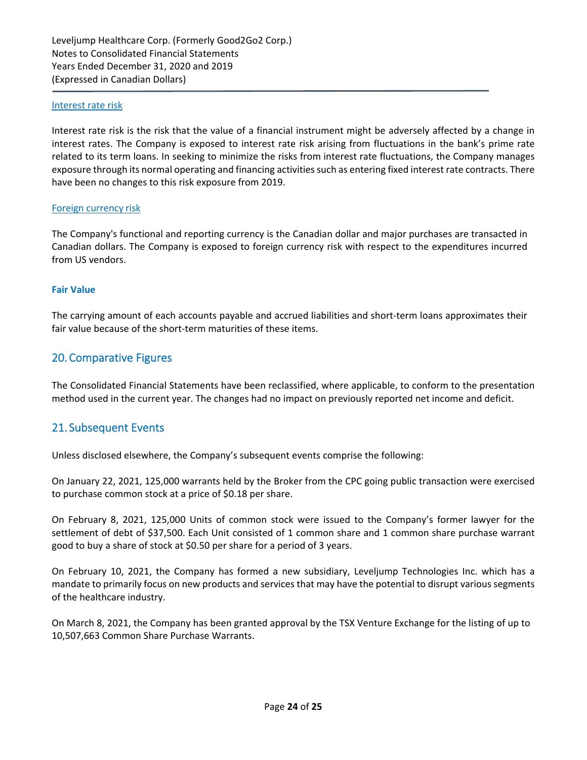### Interest rate risk

Interest rate risk is the risk that the value of a financial instrument might be adversely affected by a change in interest rates. The Company is exposed to interest rate risk arising from fluctuations in the bank's prime rate related to its term loans. In seeking to minimize the risks from interest rate fluctuations, the Company manages exposure through its normal operating and financing activities such as entering fixed interest rate contracts. There have been no changes to this risk exposure from 2019.

### Foreign currency risk

The Company's functional and reporting currency is the Canadian dollar and major purchases are transacted in Canadian dollars. The Company is exposed to foreign currency risk with respect to the expenditures incurred from US vendors.

**Fair Value**

The carrying amount of each accounts payable and accrued liabilities and short-term loans approximates their fair value because of the short-term maturities of these items.

## 20. Comparative Figures

The Consolidated Financial Statements have been reclassified, where applicable, to conform to the presentation method used in the current year. The changes had no impact on previously reported net income and deficit.

## 21. Subsequent Events

Unless disclosed elsewhere, the Company's subsequent events comprise the following:

On January 22, 2021, 125,000 warrants held by the Broker from the CPC going public transaction were exercised to purchase common stock at a price of $0.18 per share.

On February 8, 2021, 125,000 Units of common stock were issued to the Company's former lawyer for the settlement of debt of $37,500. Each Unit consisted of 1 common share and 1 common share purchase warrant good to buy a share of stock at $0.50 per share for a period of 3 years.

On February 10, 2021, the Company has formed a new subsidiary, Leveljump Technologies Inc. which has a mandate to primarily focus on new products and services that may have the potential to disrupt various segments of the healthcare industry.

On March 8, 2021, the Company has been granted approval by the TSX Venture Exchange for the listing of up to 10,507,663 Common Share Purchase Warrants.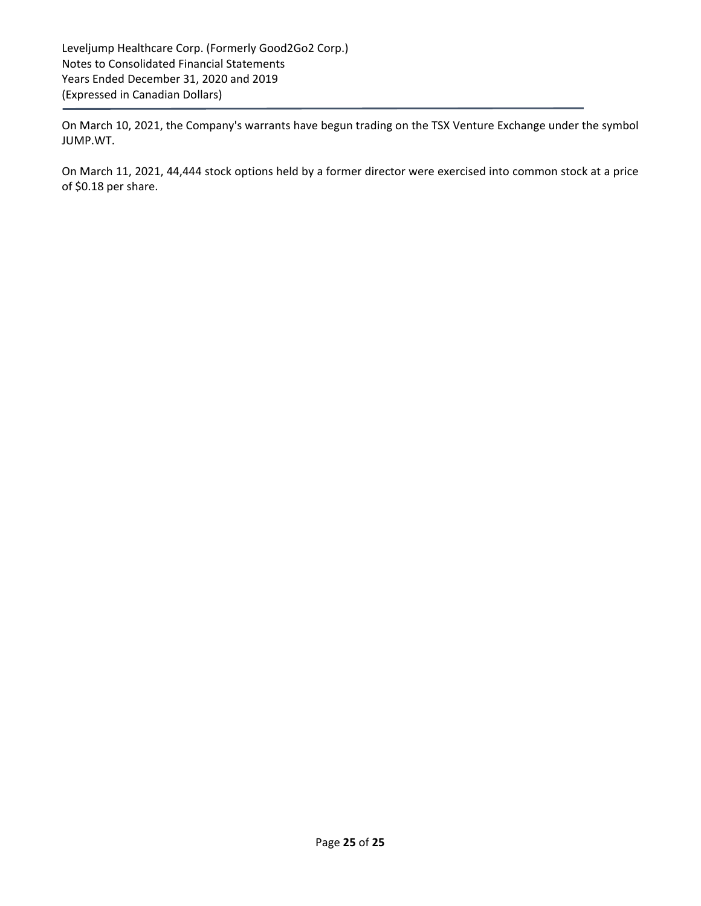On March 10, 2021, the Company's warrants have begun trading on the TSX Venture Exchange under the symbol JUMP.WT.

On March 11, 2021, 44,444 stock options held by a former director were exercised into common stock at a price of $0.18 per share.